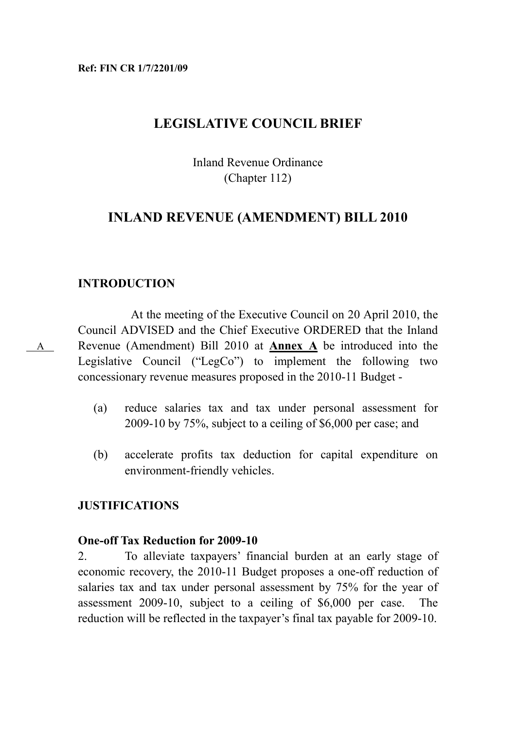**Ref: FIN CR 1/7/2201/09**

# LEGISLATIVE COUNCIL BRIEF

Inland Revenue Ordinance
(Chapter 112)

## INLAND REVENUE (AMENDMENT) BILL 2010

### INTRODUCTION

A

At the meeting of the Executive Council on 20 April 2010, the Council ADVISED and the Chief Executive ORDERED that the Inland Revenue (Amendment) Bill 2010 at **Annex A** be introduced into the Legislative Council ("LegCo") to implement the following two concessionary revenue measures proposed in the 2010-11 Budget -

(a) reduce salaries tax and tax under personal assessment for 2009-10 by 75%, subject to a ceiling of $6,000 per case; and

(b) accelerate profits tax deduction for capital expenditure on environment-friendly vehicles.

### JUSTIFICATIONS

#### One-off Tax Reduction for 2009-10

2. To alleviate taxpayers' financial burden at an early stage of economic recovery, the 2010-11 Budget proposes a one-off reduction of salaries tax and tax under personal assessment by 75% for the year of assessment 2009-10, subject to a ceiling of $6,000 per case. The reduction will be reflected in the taxpayer's final tax payable for 2009-10.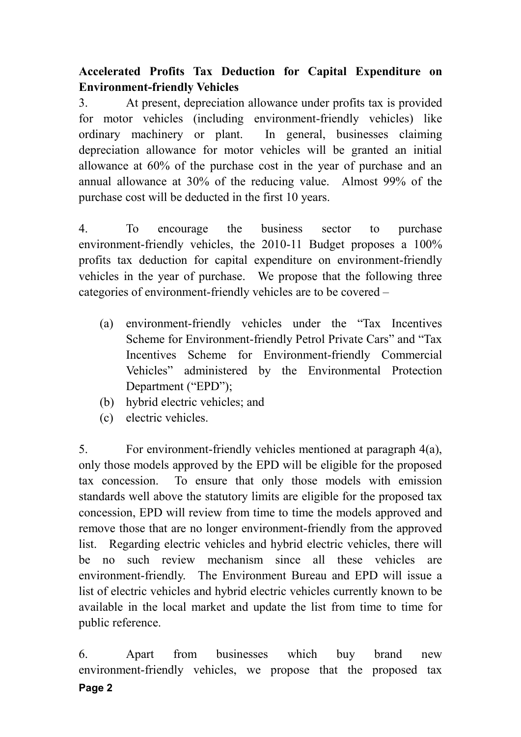**Accelerated Profits Tax Deduction for Capital Expenditure on Environment-friendly Vehicles**

3. At present, depreciation allowance under profits tax is provided for motor vehicles (including environment-friendly vehicles) like ordinary machinery or plant. In general, businesses claiming depreciation allowance for motor vehicles will be granted an initial allowance at 60% of the purchase cost in the year of purchase and an annual allowance at 30% of the reducing value. Almost 99% of the purchase cost will be deducted in the first 10 years.

4. To encourage the business sector to purchase environment-friendly vehicles, the 2010-11 Budget proposes a 100% profits tax deduction for capital expenditure on environment-friendly vehicles in the year of purchase. We propose that the following three categories of environment-friendly vehicles are to be covered –

(a) environment-friendly vehicles under the "Tax Incentives Scheme for Environment-friendly Petrol Private Cars" and "Tax Incentives Scheme for Environment-friendly Commercial Vehicles" administered by the Environmental Protection Department ("EPD");
(b) hybrid electric vehicles; and
(c) electric vehicles.

5. For environment-friendly vehicles mentioned at paragraph 4(a), only those models approved by the EPD will be eligible for the proposed tax concession. To ensure that only those models with emission standards well above the statutory limits are eligible for the proposed tax concession, EPD will review from time to time the models approved and remove those that are no longer environment-friendly from the approved list. Regarding electric vehicles and hybrid electric vehicles, there will be no such review mechanism since all these vehicles are environment-friendly. The Environment Bureau and EPD will issue a list of electric vehicles and hybrid electric vehicles currently known to be available in the local market and update the list from time to time for public reference.

6. Apart from businesses which buy brand new environment-friendly vehicles, we propose that the proposed tax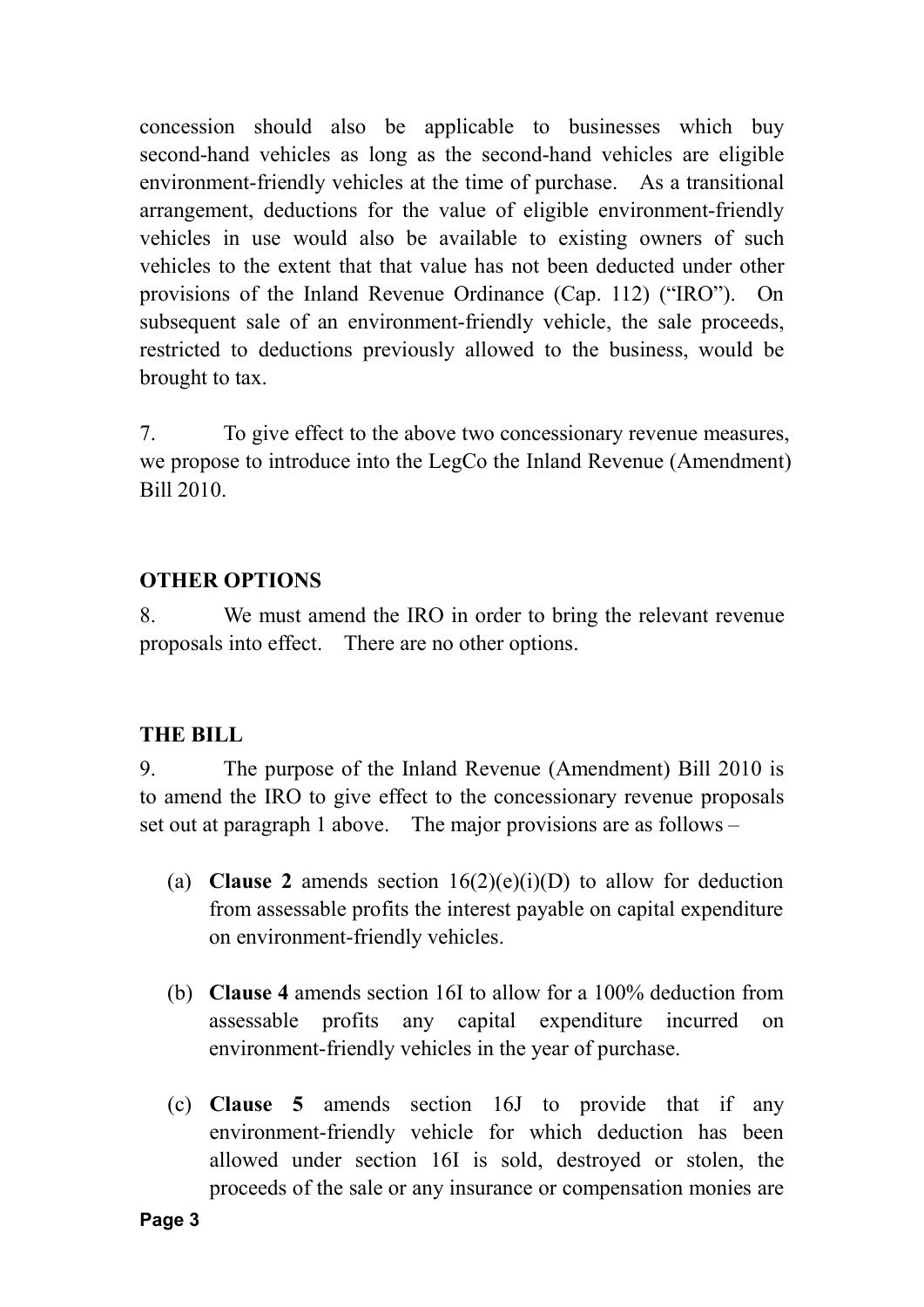concession should also be applicable to businesses which buy second-hand vehicles as long as the second-hand vehicles are eligible environment-friendly vehicles at the time of purchase. As a transitional arrangement, deductions for the value of eligible environment-friendly vehicles in use would also be available to existing owners of such vehicles to the extent that that value has not been deducted under other provisions of the Inland Revenue Ordinance (Cap. 112) ("IRO"). On subsequent sale of an environment-friendly vehicle, the sale proceeds, restricted to deductions previously allowed to the business, would be brought to tax.

7. To give effect to the above two concessionary revenue measures, we propose to introduce into the LegCo the Inland Revenue (Amendment) Bill 2010.

## OTHER OPTIONS

8. We must amend the IRO in order to bring the relevant revenue proposals into effect. There are no other options.

## THE BILL

9. The purpose of the Inland Revenue (Amendment) Bill 2010 is to amend the IRO to give effect to the concessionary revenue proposals set out at paragraph 1 above. The major provisions are as follows –

(a) **Clause 2** amends section 16(2)(e)(i)(D) to allow for deduction from assessable profits the interest payable on capital expenditure on environment-friendly vehicles.

(b) **Clause 4** amends section 16I to allow for a 100% deduction from assessable profits any capital expenditure incurred on environment-friendly vehicles in the year of purchase.

(c) **Clause 5** amends section 16J to provide that if any environment-friendly vehicle for which deduction has been allowed under section 16I is sold, destroyed or stolen, the proceeds of the sale or any insurance or compensation monies are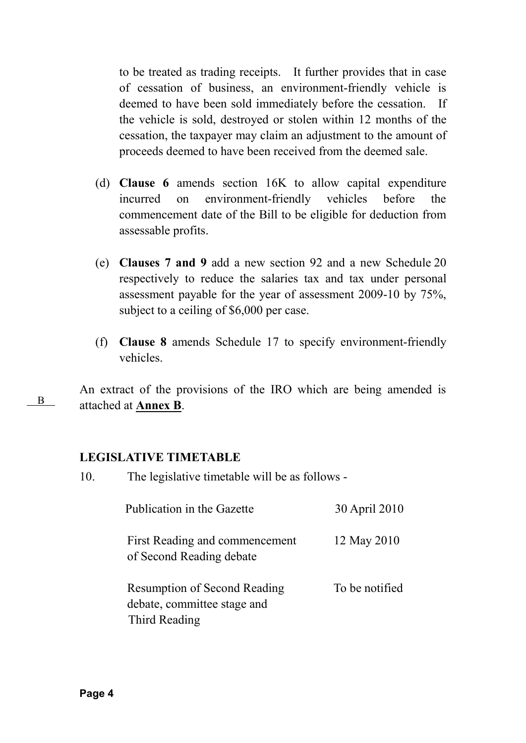to be treated as trading receipts. It further provides that in case of cessation of business, an environment-friendly vehicle is deemed to have been sold immediately before the cessation. If the vehicle is sold, destroyed or stolen within 12 months of the cessation, the taxpayer may claim an adjustment to the amount of proceeds deemed to have been received from the deemed sale.

(d) **Clause 6** amends section 16K to allow capital expenditure incurred on environment-friendly vehicles before the commencement date of the Bill to be eligible for deduction from assessable profits.

(e) **Clauses 7 and 9** add a new section 92 and a new Schedule 20 respectively to reduce the salaries tax and tax under personal assessment payable for the year of assessment 2009-10 by 75%, subject to a ceiling of $6,000 per case.

(f) **Clause 8** amends Schedule 17 to specify environment-friendly vehicles.

B

An extract of the provisions of the IRO which are being amended is attached at **Annex B**.

### LEGISLATIVE TIMETABLE

10. The legislative timetable will be as follows -

| | |
|---|---|
| Publication in the Gazette | 30 April 2010 |
| First Reading and commencement of Second Reading debate | 12 May 2010 |
| Resumption of Second Reading debate, committee stage and Third Reading | To be notified |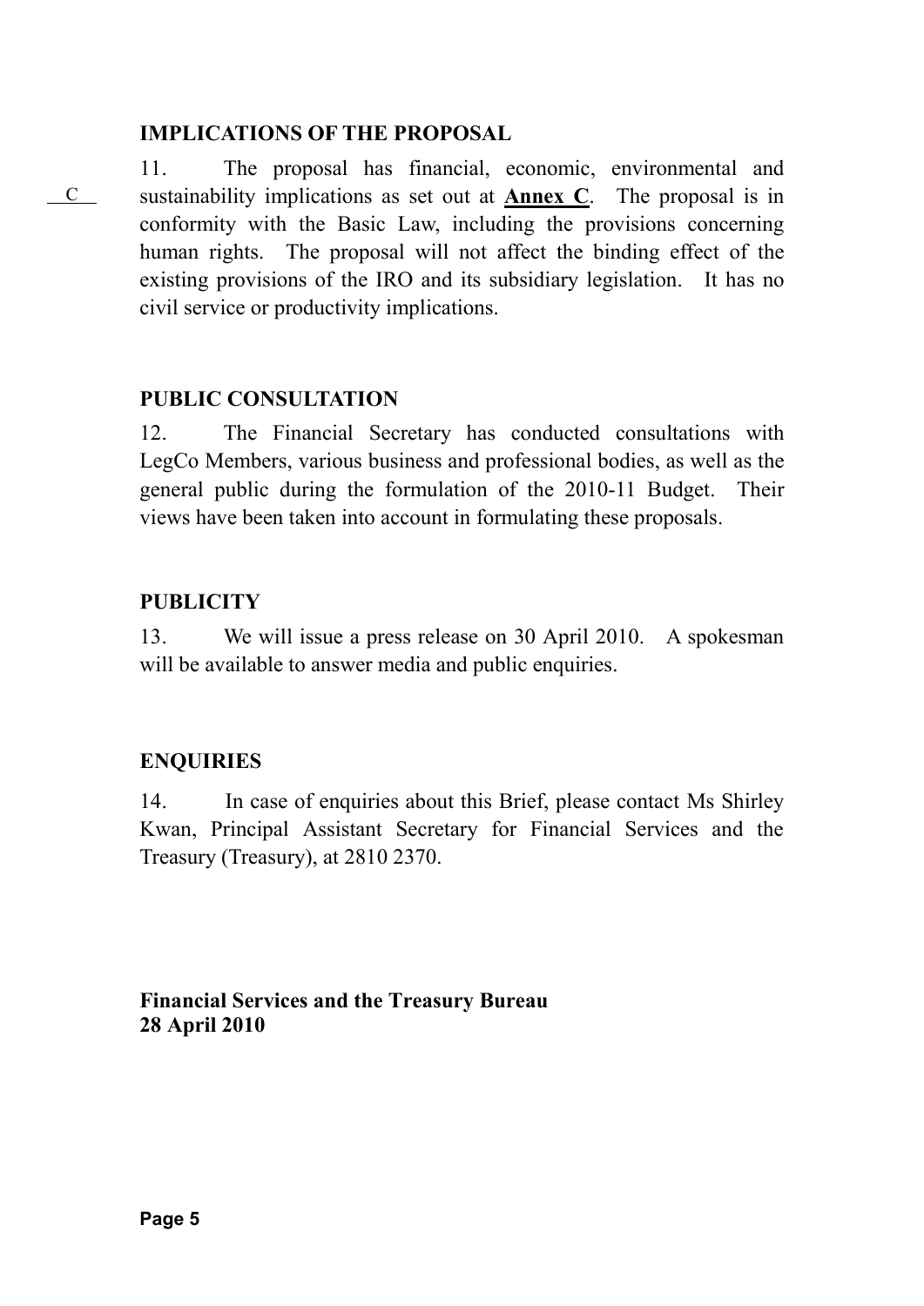## IMPLICATIONS OF THE PROPOSAL

C

11. The proposal has financial, economic, environmental and sustainability implications as set out at **Annex C**. The proposal is in conformity with the Basic Law, including the provisions concerning human rights. The proposal will not affect the binding effect of the existing provisions of the IRO and its subsidiary legislation. It has no civil service or productivity implications.

## PUBLIC CONSULTATION

12. The Financial Secretary has conducted consultations with LegCo Members, various business and professional bodies, as well as the general public during the formulation of the 2010-11 Budget. Their views have been taken into account in formulating these proposals.

## PUBLICITY

13. We will issue a press release on 30 April 2010. A spokesman will be available to answer media and public enquiries.

## ENQUIRIES

14. In case of enquiries about this Brief, please contact Ms Shirley Kwan, Principal Assistant Secretary for Financial Services and the Treasury (Treasury), at 2810 2370.

**Financial Services and the Treasury Bureau**
**28 April 2010**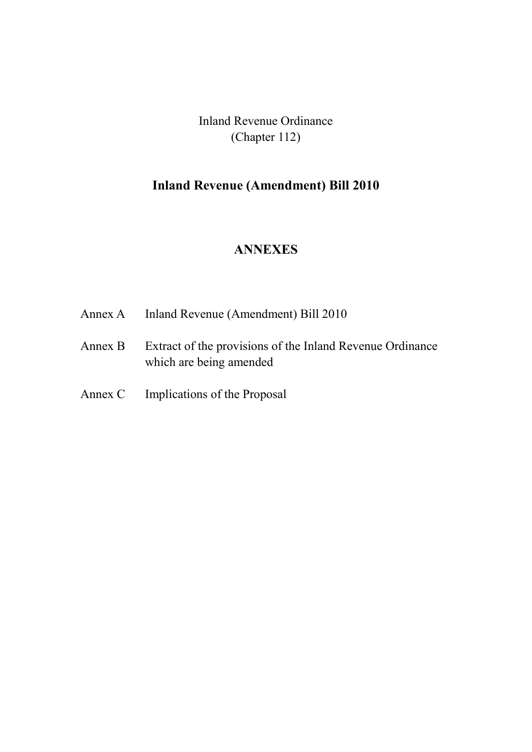Inland Revenue Ordinance
(Chapter 112)

# Inland Revenue (Amendment) Bill 2010

## ANNEXES

| | |
|---|---|
| Annex A | Inland Revenue (Amendment) Bill 2010 |
| Annex B | Extract of the provisions of the Inland Revenue Ordinance which are being amended |
| Annex C | Implications of the Proposal |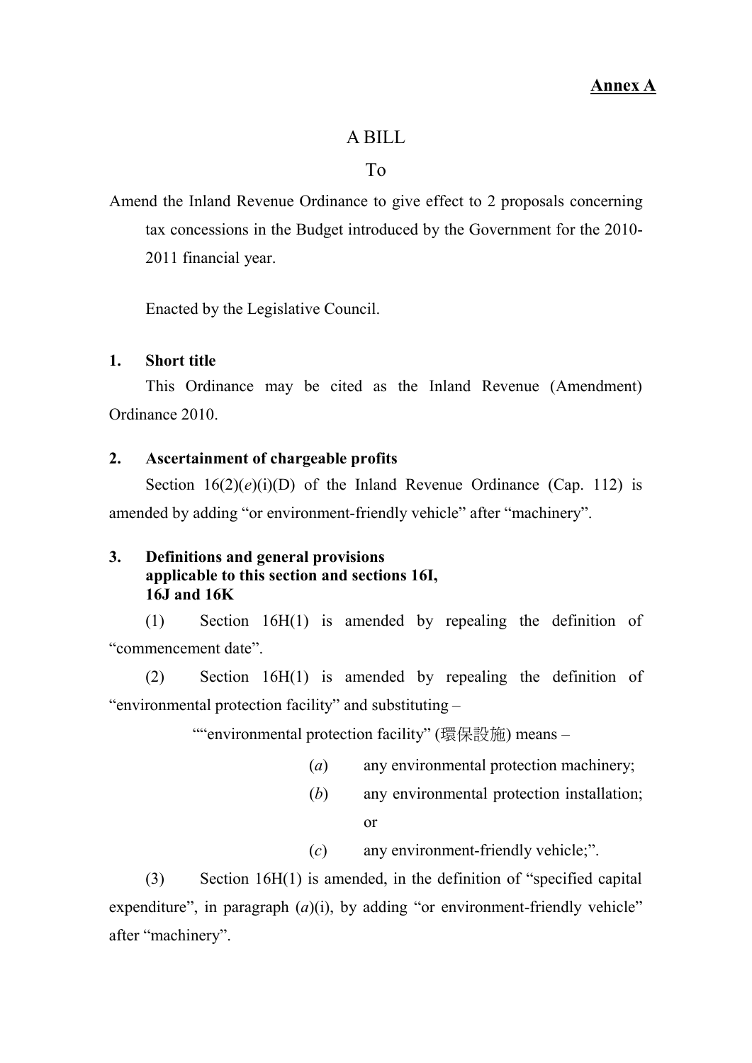**Annex A**

# A BILL

To

Amend the Inland Revenue Ordinance to give effect to 2 proposals concerning tax concessions in the Budget introduced by the Government for the 2010-2011 financial year.

Enacted by the Legislative Council.

**1. Short title**

This Ordinance may be cited as the Inland Revenue (Amendment) Ordinance 2010.

**2. Ascertainment of chargeable profits**

Section 16(2)(*e*)(i)(D) of the Inland Revenue Ordinance (Cap. 112) is amended by adding "or environment-friendly vehicle" after "machinery".

**3. Definitions and general provisions applicable to this section and sections 16I, 16J and 16K**

(1) Section 16H(1) is amended by repealing the definition of "commencement date".

(2) Section 16H(1) is amended by repealing the definition of "environmental protection facility" and substituting –

""environmental protection facility" (環保設施) means –

(*a*) any environmental protection machinery;

(*b*) any environmental protection installation; or

(*c*) any environment-friendly vehicle;".

(3) Section 16H(1) is amended, in the definition of "specified capital expenditure", in paragraph (*a*)(i), by adding "or environment-friendly vehicle" after "machinery".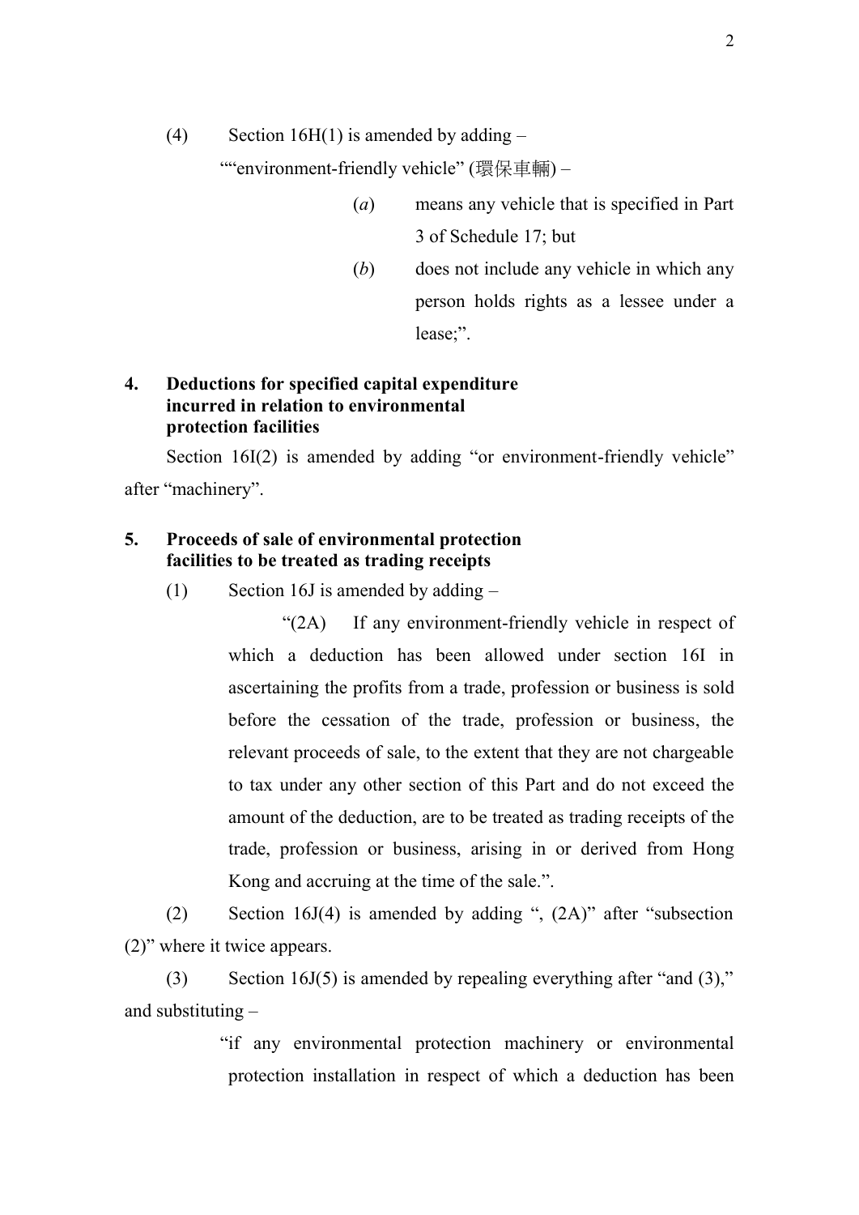(4) Section 16H(1) is amended by adding –

""environment-friendly vehicle" (環保車輛) –

> (*a*) means any vehicle that is specified in Part 3 of Schedule 17; but
>
> (*b*) does not include any vehicle in which any person holds rights as a lessee under a lease;".

**4. Deductions for specified capital expenditure incurred in relation to environmental protection facilities**

Section 16I(2) is amended by adding "or environment-friendly vehicle" after "machinery".

**5. Proceeds of sale of environmental protection facilities to be treated as trading receipts**

(1) Section 16J is amended by adding –

> "(2A) If any environment-friendly vehicle in respect of which a deduction has been allowed under section 16I in ascertaining the profits from a trade, profession or business is sold before the cessation of the trade, profession or business, the relevant proceeds of sale, to the extent that they are not chargeable to tax under any other section of this Part and do not exceed the amount of the deduction, are to be treated as trading receipts of the trade, profession or business, arising in or derived from Hong Kong and accruing at the time of the sale.".

(2) Section 16J(4) is amended by adding ", (2A)" after "subsection (2)" where it twice appears.

(3) Section 16J(5) is amended by repealing everything after "and (3)," and substituting –

> "if any environmental protection machinery or environmental protection installation in respect of which a deduction has been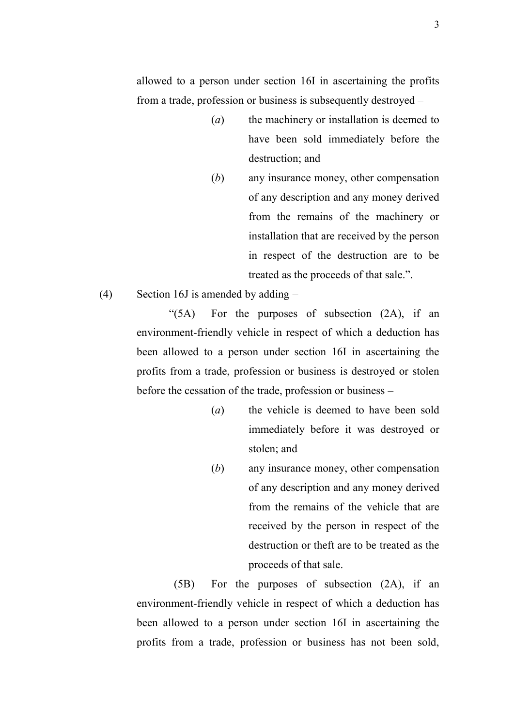allowed to a person under section 16I in ascertaining the profits from a trade, profession or business is subsequently destroyed –

> (*a*) the machinery or installation is deemed to have been sold immediately before the destruction; and
>
> (*b*) any insurance money, other compensation of any description and any money derived from the remains of the machinery or installation that are received by the person in respect of the destruction are to be treated as the proceeds of that sale.".

(4) Section 16J is amended by adding –

"(5A) For the purposes of subsection (2A), if an environment-friendly vehicle in respect of which a deduction has been allowed to a person under section 16I in ascertaining the profits from a trade, profession or business is destroyed or stolen before the cessation of the trade, profession or business –

> (*a*) the vehicle is deemed to have been sold immediately before it was destroyed or stolen; and
>
> (*b*) any insurance money, other compensation of any description and any money derived from the remains of the vehicle that are received by the person in respect of the destruction or theft are to be treated as the proceeds of that sale.

(5B) For the purposes of subsection (2A), if an environment-friendly vehicle in respect of which a deduction has been allowed to a person under section 16I in ascertaining the profits from a trade, profession or business has not been sold,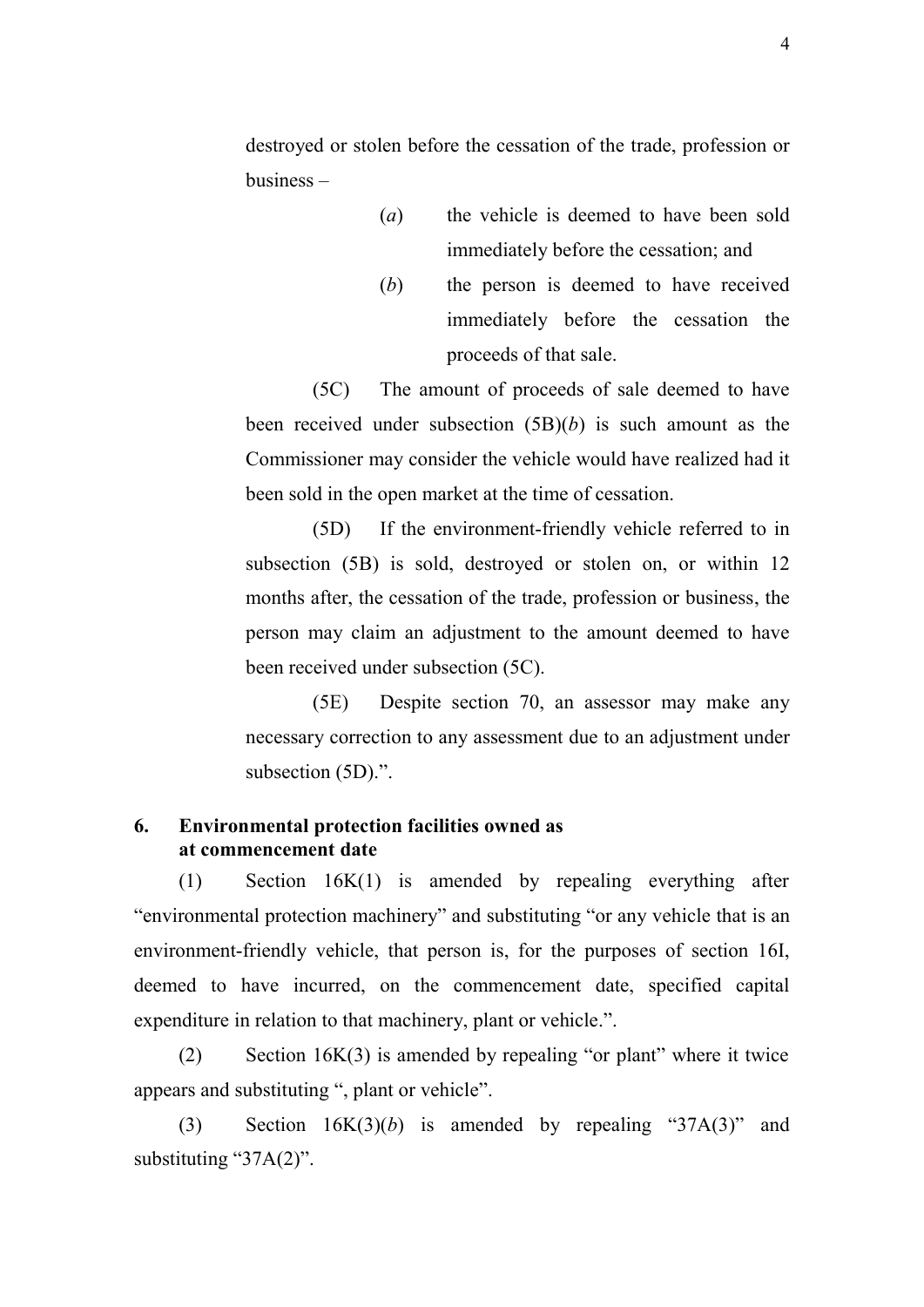destroyed or stolen before the cessation of the trade, profession or business –

(*a*) the vehicle is deemed to have been sold immediately before the cessation; and

(*b*) the person is deemed to have received immediately before the cessation the proceeds of that sale.

(5C) The amount of proceeds of sale deemed to have been received under subsection (5B)(*b*) is such amount as the Commissioner may consider the vehicle would have realized had it been sold in the open market at the time of cessation.

(5D) If the environment-friendly vehicle referred to in subsection (5B) is sold, destroyed or stolen on, or within 12 months after, the cessation of the trade, profession or business, the person may claim an adjustment to the amount deemed to have been received under subsection (5C).

(5E) Despite section 70, an assessor may make any necessary correction to any assessment due to an adjustment under subsection (5D).".

**6. Environmental protection facilities owned as at commencement date**

(1) Section 16K(1) is amended by repealing everything after "environmental protection machinery" and substituting "or any vehicle that is an environment-friendly vehicle, that person is, for the purposes of section 16I, deemed to have incurred, on the commencement date, specified capital expenditure in relation to that machinery, plant or vehicle.".

(2) Section 16K(3) is amended by repealing "or plant" where it twice appears and substituting ", plant or vehicle".

(3) Section 16K(3)(*b*) is amended by repealing "37A(3)" and substituting "37A(2)".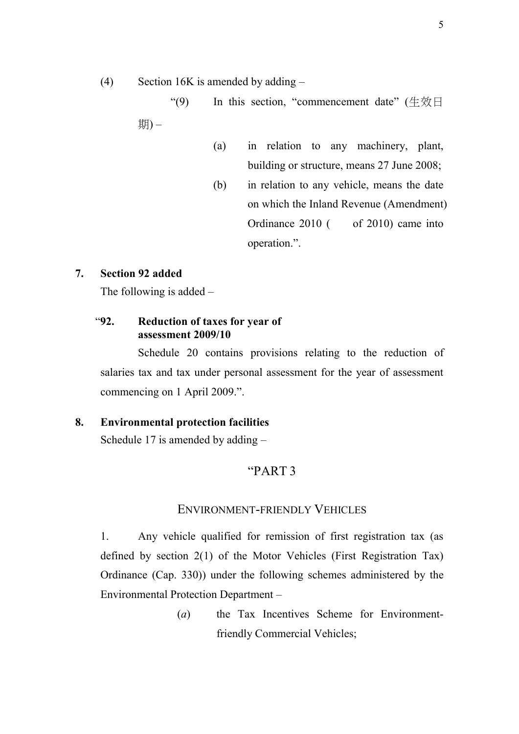(4) Section 16K is amended by adding –

"(9) In this section, "commencement date" (生效日期) –

(a) in relation to any machinery, plant, building or structure, means 27 June 2008;

(b) in relation to any vehicle, means the date on which the Inland Revenue (Amendment) Ordinance 2010 (    of 2010) came into operation.".

**7. Section 92 added**

The following is added –

"**92. Reduction of taxes for year of assessment 2009/10**

Schedule 20 contains provisions relating to the reduction of salaries tax and tax under personal assessment for the year of assessment commencing on 1 April 2009.".

**8. Environmental protection facilities**

Schedule 17 is amended by adding –

"PART 3

ENVIRONMENT-FRIENDLY VEHICLES

1. Any vehicle qualified for remission of first registration tax (as defined by section 2(1) of the Motor Vehicles (First Registration Tax) Ordinance (Cap. 330)) under the following schemes administered by the Environmental Protection Department –

(*a*) the Tax Incentives Scheme for Environment-friendly Commercial Vehicles;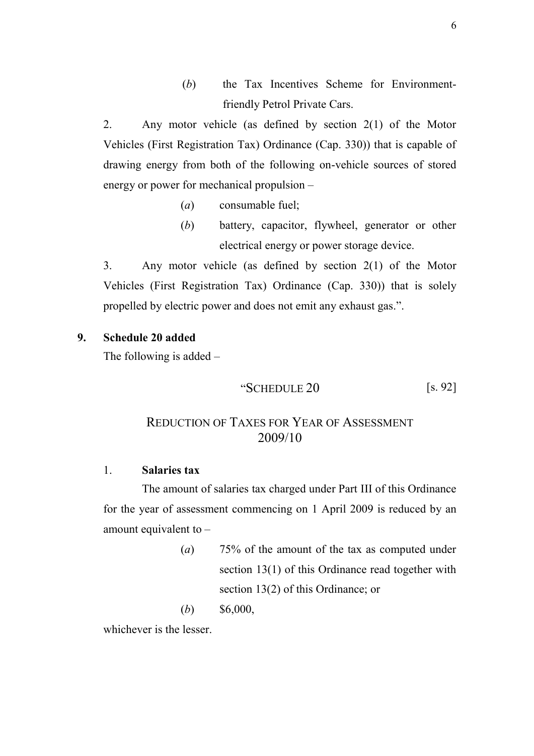(*b*) the Tax Incentives Scheme for Environment-friendly Petrol Private Cars.

2. Any motor vehicle (as defined by section 2(1) of the Motor Vehicles (First Registration Tax) Ordinance (Cap. 330)) that is capable of drawing energy from both of the following on-vehicle sources of stored energy or power for mechanical propulsion –

(*a*) consumable fuel;

(*b*) battery, capacitor, flywheel, generator or other electrical energy or power storage device.

3. Any motor vehicle (as defined by section 2(1) of the Motor Vehicles (First Registration Tax) Ordinance (Cap. 330)) that is solely propelled by electric power and does not emit any exhaust gas.".

**9. Schedule 20 added**

The following is added –

"SCHEDULE 20 [s. 92]

REDUCTION OF TAXES FOR YEAR OF ASSESSMENT 2009/10

1. **Salaries tax**

The amount of salaries tax charged under Part III of this Ordinance for the year of assessment commencing on 1 April 2009 is reduced by an amount equivalent to –

(*a*) 75% of the amount of the tax as computed under section 13(1) of this Ordinance read together with section 13(2) of this Ordinance; or

(*b*) $6,000,

whichever is the lesser.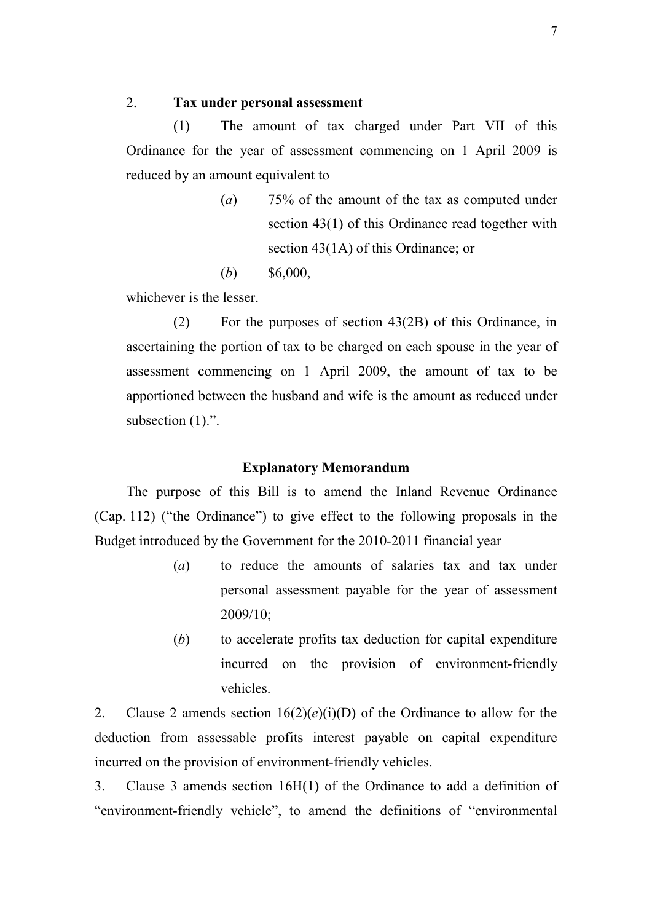2. **Tax under personal assessment**

(1) The amount of tax charged under Part VII of this Ordinance for the year of assessment commencing on 1 April 2009 is reduced by an amount equivalent to –

(*a*) 75% of the amount of the tax as computed under section 43(1) of this Ordinance read together with section 43(1A) of this Ordinance; or

(*b*) $6,000,

whichever is the lesser.

(2) For the purposes of section 43(2B) of this Ordinance, in ascertaining the portion of tax to be charged on each spouse in the year of assessment commencing on 1 April 2009, the amount of tax to be apportioned between the husband and wife is the amount as reduced under subsection (1).".

## Explanatory Memorandum

The purpose of this Bill is to amend the Inland Revenue Ordinance (Cap. 112) ("the Ordinance") to give effect to the following proposals in the Budget introduced by the Government for the 2010-2011 financial year –

(*a*) to reduce the amounts of salaries tax and tax under personal assessment payable for the year of assessment 2009/10;

(*b*) to accelerate profits tax deduction for capital expenditure incurred on the provision of environment-friendly vehicles.

2. Clause 2 amends section 16(2)(*e*)(i)(D) of the Ordinance to allow for the deduction from assessable profits interest payable on capital expenditure incurred on the provision of environment-friendly vehicles.

3. Clause 3 amends section 16H(1) of the Ordinance to add a definition of "environment-friendly vehicle", to amend the definitions of "environmental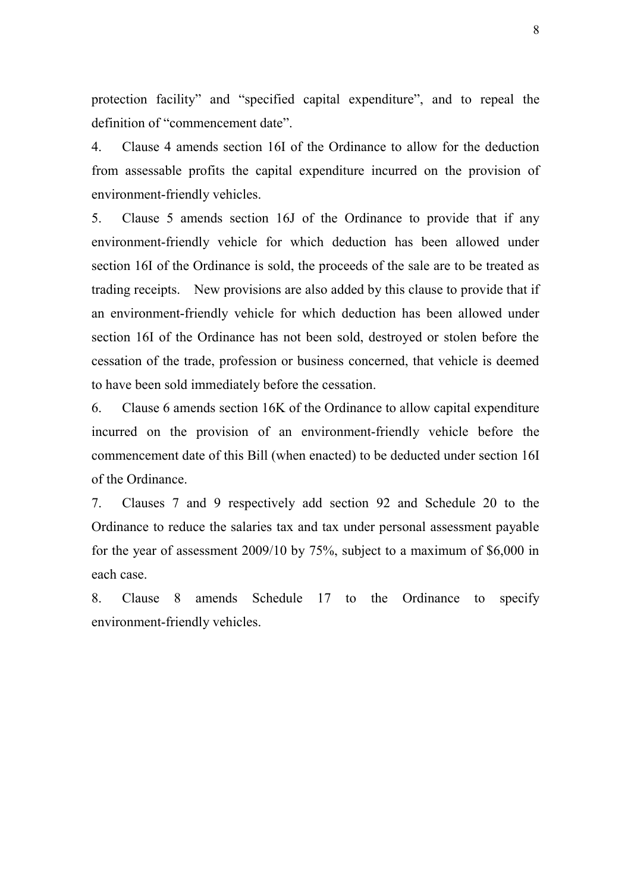protection facility" and "specified capital expenditure", and to repeal the definition of "commencement date".

4. Clause 4 amends section 16I of the Ordinance to allow for the deduction from assessable profits the capital expenditure incurred on the provision of environment-friendly vehicles.

5. Clause 5 amends section 16J of the Ordinance to provide that if any environment-friendly vehicle for which deduction has been allowed under section 16I of the Ordinance is sold, the proceeds of the sale are to be treated as trading receipts. New provisions are also added by this clause to provide that if an environment-friendly vehicle for which deduction has been allowed under section 16I of the Ordinance has not been sold, destroyed or stolen before the cessation of the trade, profession or business concerned, that vehicle is deemed to have been sold immediately before the cessation.

6. Clause 6 amends section 16K of the Ordinance to allow capital expenditure incurred on the provision of an environment-friendly vehicle before the commencement date of this Bill (when enacted) to be deducted under section 16I of the Ordinance.

7. Clauses 7 and 9 respectively add section 92 and Schedule 20 to the Ordinance to reduce the salaries tax and tax under personal assessment payable for the year of assessment 2009/10 by 75%, subject to a maximum of $6,000 in each case.

8. Clause 8 amends Schedule 17 to the Ordinance to specify environment-friendly vehicles.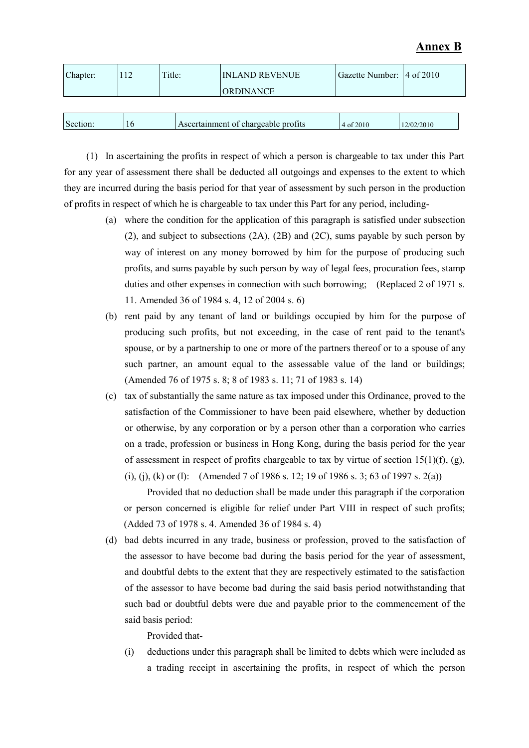**Annex B**

| Chapter: | 112 | Title: | INLAND REVENUE ORDINANCE | Gazette Number: | 4 of 2010 |
|---|---|---|---|---|---|

| Section: | 16 | Ascertainment of chargeable profits | 4 of 2010 | 12/02/2010 |
|---|---|---|---|---|

(1) In ascertaining the profits in respect of which a person is chargeable to tax under this Part for any year of assessment there shall be deducted all outgoings and expenses to the extent to which they are incurred during the basis period for that year of assessment by such person in the production of profits in respect of which he is chargeable to tax under this Part for any period, including-

(a) where the condition for the application of this paragraph is satisfied under subsection (2), and subject to subsections (2A), (2B) and (2C), sums payable by such person by way of interest on any money borrowed by him for the purpose of producing such profits, and sums payable by such person by way of legal fees, procuration fees, stamp duties and other expenses in connection with such borrowing; (Replaced 2 of 1971 s. 11. Amended 36 of 1984 s. 4, 12 of 2004 s. 6)

(b) rent paid by any tenant of land or buildings occupied by him for the purpose of producing such profits, but not exceeding, in the case of rent paid to the tenant's spouse, or by a partnership to one or more of the partners thereof or to a spouse of any such partner, an amount equal to the assessable value of the land or buildings; (Amended 76 of 1975 s. 8; 8 of 1983 s. 11; 71 of 1983 s. 14)

(c) tax of substantially the same nature as tax imposed under this Ordinance, proved to the satisfaction of the Commissioner to have been paid elsewhere, whether by deduction or otherwise, by any corporation or by a person other than a corporation who carries on a trade, profession or business in Hong Kong, during the basis period for the year of assessment in respect of profits chargeable to tax by virtue of section 15(1)(f), (g), (i), (j), (k) or (l): (Amended 7 of 1986 s. 12; 19 of 1986 s. 3; 63 of 1997 s. 2(a))

Provided that no deduction shall be made under this paragraph if the corporation or person concerned is eligible for relief under Part VIII in respect of such profits; (Added 73 of 1978 s. 4. Amended 36 of 1984 s. 4)

(d) bad debts incurred in any trade, business or profession, proved to the satisfaction of the assessor to have become bad during the basis period for the year of assessment, and doubtful debts to the extent that they are respectively estimated to the satisfaction of the assessor to have become bad during the said basis period notwithstanding that such bad or doubtful debts were due and payable prior to the commencement of the said basis period:

Provided that-

(i) deductions under this paragraph shall be limited to debts which were included as a trading receipt in ascertaining the profits, in respect of which the person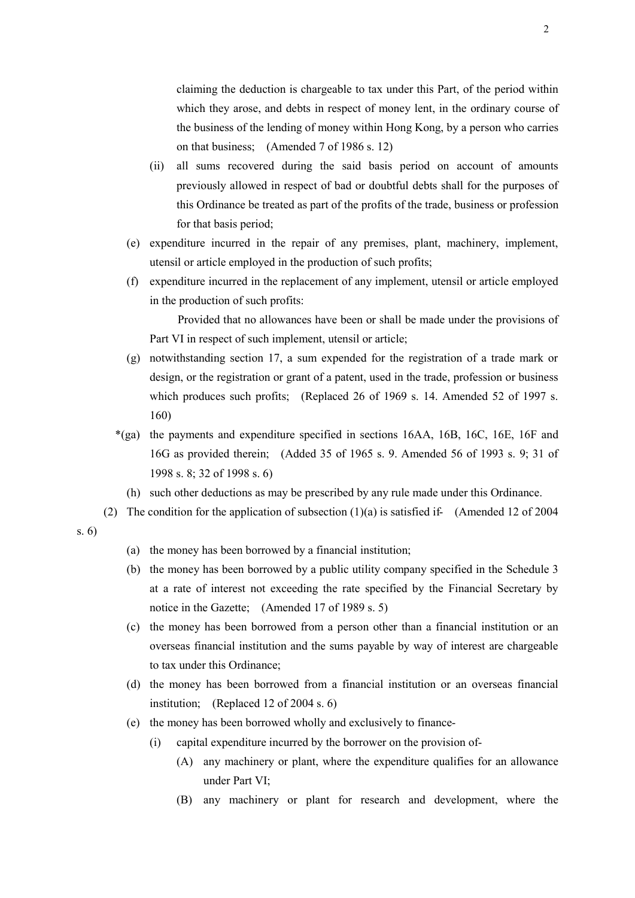claiming the deduction is chargeable to tax under this Part, of the period within which they arose, and debts in respect of money lent, in the ordinary course of the business of the lending of money within Hong Kong, by a person who carries on that business; (Amended 7 of 1986 s. 12)

(ii) all sums recovered during the said basis period on account of amounts previously allowed in respect of bad or doubtful debts shall for the purposes of this Ordinance be treated as part of the profits of the trade, business or profession for that basis period;

(e) expenditure incurred in the repair of any premises, plant, machinery, implement, utensil or article employed in the production of such profits;

(f) expenditure incurred in the replacement of any implement, utensil or article employed in the production of such profits:

Provided that no allowances have been or shall be made under the provisions of Part VI in respect of such implement, utensil or article;

(g) notwithstanding section 17, a sum expended for the registration of a trade mark or design, or the registration or grant of a patent, used in the trade, profession or business which produces such profits; (Replaced 26 of 1969 s. 14. Amended 52 of 1997 s. 160)

*(ga) the payments and expenditure specified in sections 16AA, 16B, 16C, 16E, 16F and 16G as provided therein; (Added 35 of 1965 s. 9. Amended 56 of 1993 s. 9; 31 of 1998 s. 8; 32 of 1998 s. 6)

(h) such other deductions as may be prescribed by any rule made under this Ordinance.

(2) The condition for the application of subsection (1)(a) is satisfied if- (Amended 12 of 2004 s. 6)

(a) the money has been borrowed by a financial institution;

(b) the money has been borrowed by a public utility company specified in the Schedule 3 at a rate of interest not exceeding the rate specified by the Financial Secretary by notice in the Gazette; (Amended 17 of 1989 s. 5)

(c) the money has been borrowed from a person other than a financial institution or an overseas financial institution and the sums payable by way of interest are chargeable to tax under this Ordinance;

(d) the money has been borrowed from a financial institution or an overseas financial institution; (Replaced 12 of 2004 s. 6)

(e) the money has been borrowed wholly and exclusively to finance-

(i) capital expenditure incurred by the borrower on the provision of-

(A) any machinery or plant, where the expenditure qualifies for an allowance under Part VI;

(B) any machinery or plant for research and development, where the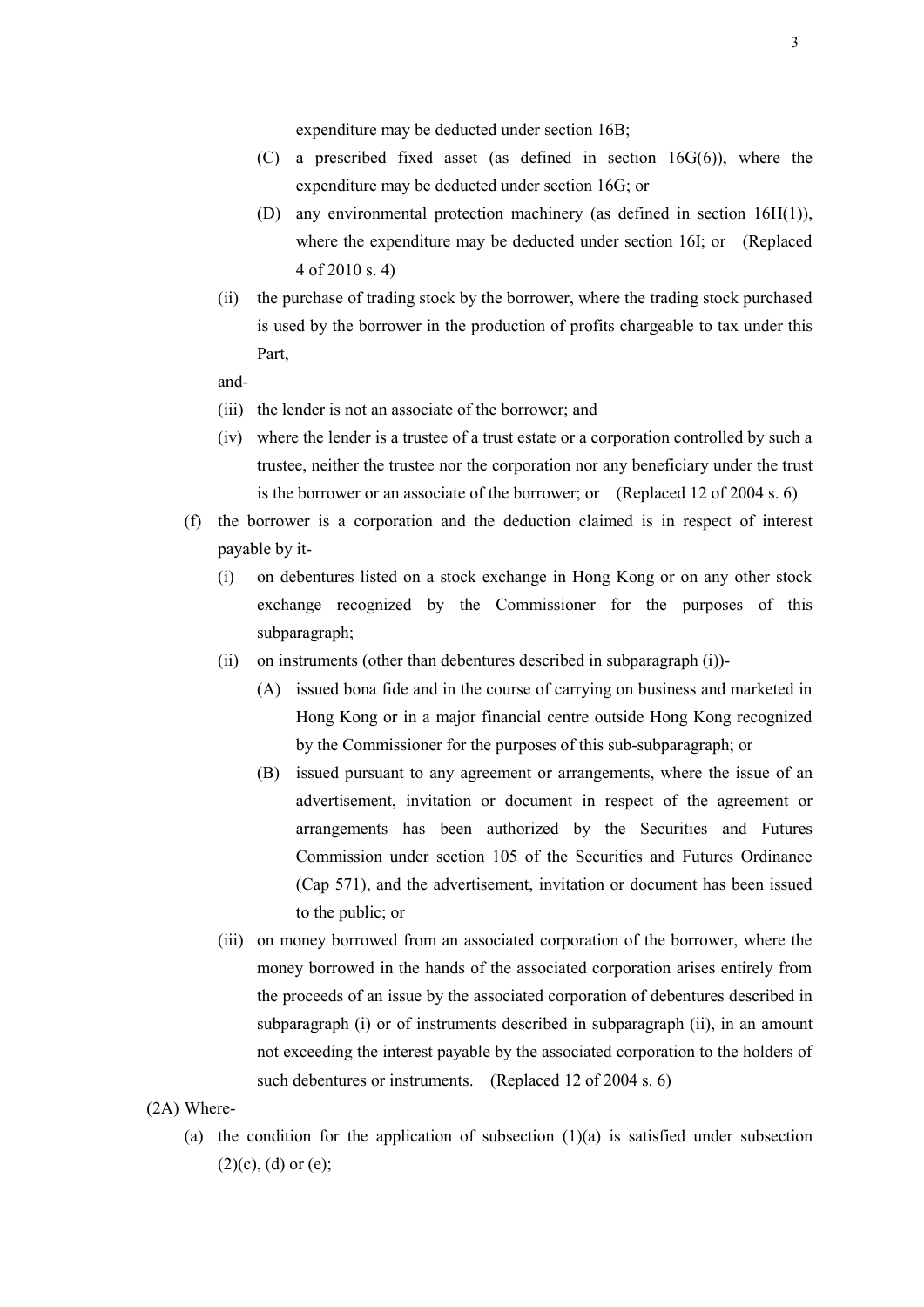expenditure may be deducted under section 16B;

(C) a prescribed fixed asset (as defined in section 16G(6)), where the expenditure may be deducted under section 16G; or

(D) any environmental protection machinery (as defined in section 16H(1)), where the expenditure may be deducted under section 16I; or (Replaced 4 of 2010 s. 4)

(ii) the purchase of trading stock by the borrower, where the trading stock purchased is used by the borrower in the production of profits chargeable to tax under this Part,

and-

(iii) the lender is not an associate of the borrower; and

(iv) where the lender is a trustee of a trust estate or a corporation controlled by such a trustee, neither the trustee nor the corporation nor any beneficiary under the trust is the borrower or an associate of the borrower; or (Replaced 12 of 2004 s. 6)

(f) the borrower is a corporation and the deduction claimed is in respect of interest payable by it-

(i) on debentures listed on a stock exchange in Hong Kong or on any other stock exchange recognized by the Commissioner for the purposes of this subparagraph;

(ii) on instruments (other than debentures described in subparagraph (i))-

(A) issued bona fide and in the course of carrying on business and marketed in Hong Kong or in a major financial centre outside Hong Kong recognized by the Commissioner for the purposes of this sub-subparagraph; or

(B) issued pursuant to any agreement or arrangements, where the issue of an advertisement, invitation or document in respect of the agreement or arrangements has been authorized by the Securities and Futures Commission under section 105 of the Securities and Futures Ordinance (Cap 571), and the advertisement, invitation or document has been issued to the public; or

(iii) on money borrowed from an associated corporation of the borrower, where the money borrowed in the hands of the associated corporation arises entirely from the proceeds of an issue by the associated corporation of debentures described in subparagraph (i) or of instruments described in subparagraph (ii), in an amount not exceeding the interest payable by the associated corporation to the holders of such debentures or instruments. (Replaced 12 of 2004 s. 6)

(2A) Where-

(a) the condition for the application of subsection (1)(a) is satisfied under subsection (2)(c), (d) or (e);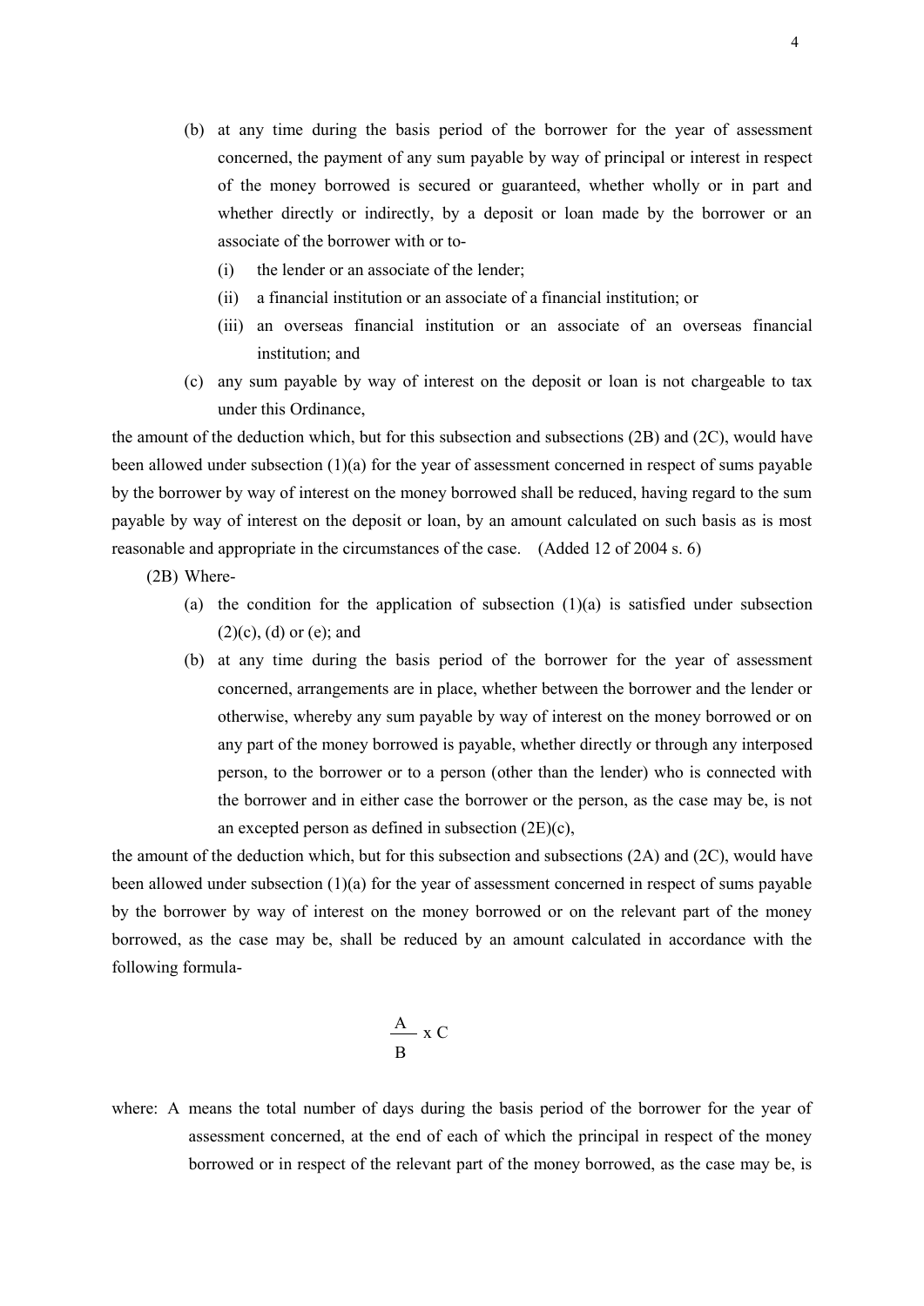(b) at any time during the basis period of the borrower for the year of assessment concerned, the payment of any sum payable by way of principal or interest in respect of the money borrowed is secured or guaranteed, whether wholly or in part and whether directly or indirectly, by a deposit or loan made by the borrower or an associate of the borrower with or to-

   (i) the lender or an associate of the lender;

   (ii) a financial institution or an associate of a financial institution; or

   (iii) an overseas financial institution or an associate of an overseas financial institution; and

(c) any sum payable by way of interest on the deposit or loan is not chargeable to tax under this Ordinance,

the amount of the deduction which, but for this subsection and subsections (2B) and (2C), would have been allowed under subsection (1)(a) for the year of assessment concerned in respect of sums payable by the borrower by way of interest on the money borrowed shall be reduced, having regard to the sum payable by way of interest on the deposit or loan, by an amount calculated on such basis as is most reasonable and appropriate in the circumstances of the case. (Added 12 of 2004 s. 6)

(2B) Where-

(a) the condition for the application of subsection (1)(a) is satisfied under subsection (2)(c), (d) or (e); and

(b) at any time during the basis period of the borrower for the year of assessment concerned, arrangements are in place, whether between the borrower and the lender or otherwise, whereby any sum payable by way of interest on the money borrowed or on any part of the money borrowed is payable, whether directly or through any interposed person, to the borrower or to a person (other than the lender) who is connected with the borrower and in either case the borrower or the person, as the case may be, is not an excepted person as defined in subsection (2E)(c),

the amount of the deduction which, but for this subsection and subsections (2A) and (2C), would have been allowed under subsection (1)(a) for the year of assessment concerned in respect of sums payable by the borrower by way of interest on the money borrowed or on the relevant part of the money borrowed, as the case may be, shall be reduced by an amount calculated in accordance with the following formula-

$$\frac{A}{B} \times C$$

where: A means the total number of days during the basis period of the borrower for the year of assessment concerned, at the end of each of which the principal in respect of the money borrowed or in respect of the relevant part of the money borrowed, as the case may be, is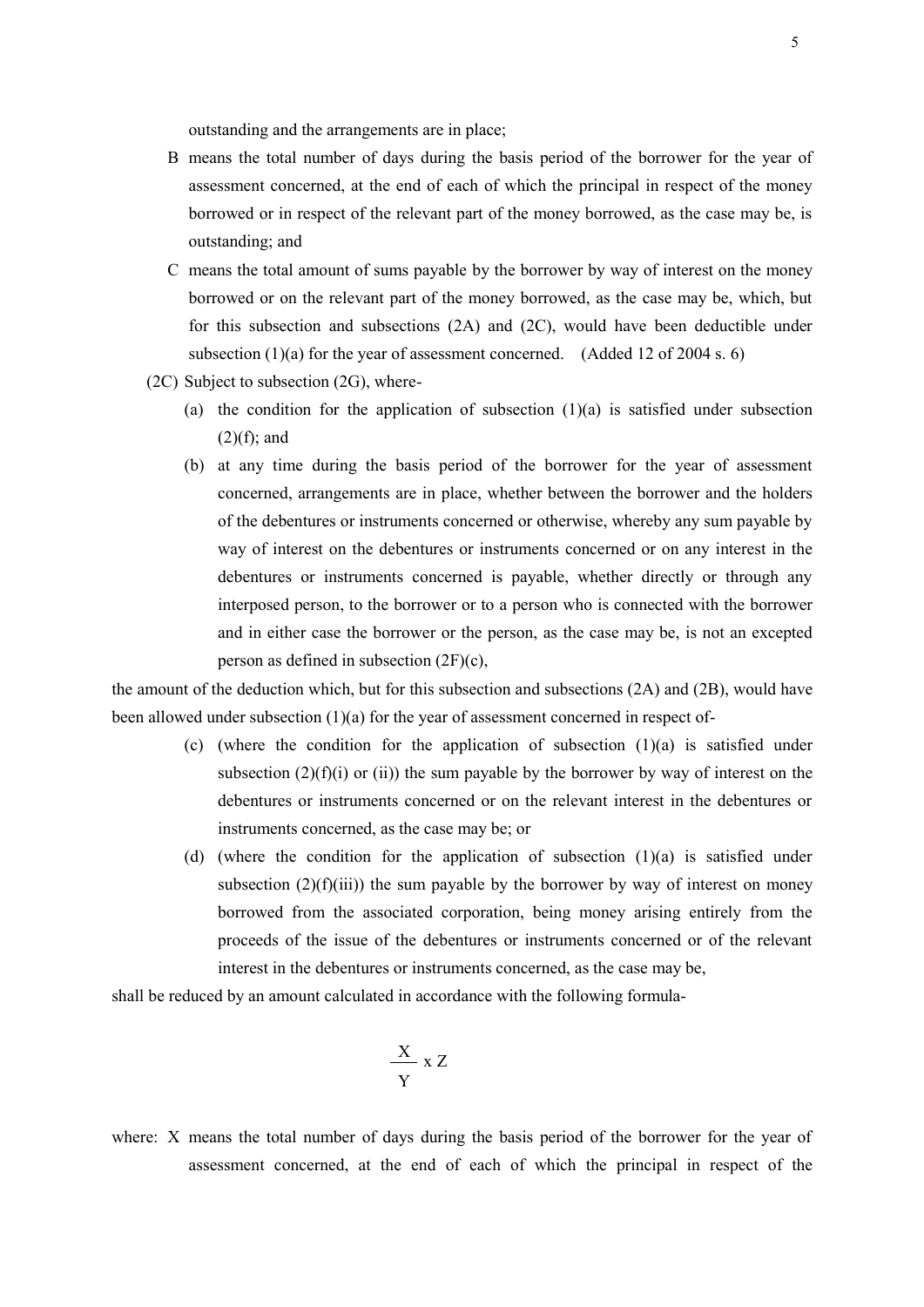outstanding and the arrangements are in place;

B means the total number of days during the basis period of the borrower for the year of assessment concerned, at the end of each of which the principal in respect of the money borrowed or in respect of the relevant part of the money borrowed, as the case may be, is outstanding; and

C means the total amount of sums payable by the borrower by way of interest on the money borrowed or on the relevant part of the money borrowed, as the case may be, which, but for this subsection and subsections (2A) and (2C), would have been deductible under subsection (1)(a) for the year of assessment concerned. (Added 12 of 2004 s. 6)

(2C) Subject to subsection (2G), where-

(a) the condition for the application of subsection (1)(a) is satisfied under subsection (2)(f); and

(b) at any time during the basis period of the borrower for the year of assessment concerned, arrangements are in place, whether between the borrower and the holders of the debentures or instruments concerned or otherwise, whereby any sum payable by way of interest on the debentures or instruments concerned or on any interest in the debentures or instruments concerned is payable, whether directly or through any interposed person, to the borrower or to a person who is connected with the borrower and in either case the borrower or the person, as the case may be, is not an excepted person as defined in subsection (2F)(c),

the amount of the deduction which, but for this subsection and subsections (2A) and (2B), would have been allowed under subsection (1)(a) for the year of assessment concerned in respect of-

(c) (where the condition for the application of subsection (1)(a) is satisfied under subsection (2)(f)(i) or (ii)) the sum payable by the borrower by way of interest on the debentures or instruments concerned or on the relevant interest in the debentures or instruments concerned, as the case may be; or

(d) (where the condition for the application of subsection (1)(a) is satisfied under subsection (2)(f)(iii)) the sum payable by the borrower by way of interest on money borrowed from the associated corporation, being money arising entirely from the proceeds of the issue of the debentures or instruments concerned or of the relevant interest in the debentures or instruments concerned, as the case may be,

shall be reduced by an amount calculated in accordance with the following formula-

$$\frac{X}{Y} \times Z$$

where: X means the total number of days during the basis period of the borrower for the year of assessment concerned, at the end of each of which the principal in respect of the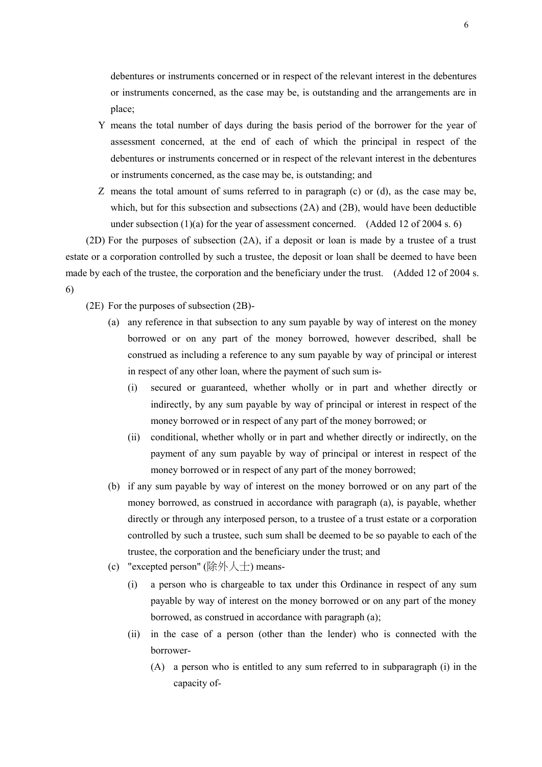debentures or instruments concerned or in respect of the relevant interest in the debentures or instruments concerned, as the case may be, is outstanding and the arrangements are in place;

Y means the total number of days during the basis period of the borrower for the year of assessment concerned, at the end of each of which the principal in respect of the debentures or instruments concerned or in respect of the relevant interest in the debentures or instruments concerned, as the case may be, is outstanding; and

Z means the total amount of sums referred to in paragraph (c) or (d), as the case may be, which, but for this subsection and subsections (2A) and (2B), would have been deductible under subsection (1)(a) for the year of assessment concerned. (Added 12 of 2004 s. 6)

(2D) For the purposes of subsection (2A), if a deposit or loan is made by a trustee of a trust estate or a corporation controlled by such a trustee, the deposit or loan shall be deemed to have been made by each of the trustee, the corporation and the beneficiary under the trust. (Added 12 of 2004 s. 6)

(2E) For the purposes of subsection (2B)-

- (a) any reference in that subsection to any sum payable by way of interest on the money borrowed or on any part of the money borrowed, however described, shall be construed as including a reference to any sum payable by way of principal or interest in respect of any other loan, where the payment of such sum is-
  - (i) secured or guaranteed, whether wholly or in part and whether directly or indirectly, by any sum payable by way of principal or interest in respect of the money borrowed or in respect of any part of the money borrowed; or
  - (ii) conditional, whether wholly or in part and whether directly or indirectly, on the payment of any sum payable by way of principal or interest in respect of the money borrowed or in respect of any part of the money borrowed;
- (b) if any sum payable by way of interest on the money borrowed or on any part of the money borrowed, as construed in accordance with paragraph (a), is payable, whether directly or through any interposed person, to a trustee of a trust estate or a corporation controlled by such a trustee, such sum shall be deemed to be so payable to each of the trustee, the corporation and the beneficiary under the trust; and
- (c) "excepted person" (除外人士) means-
  - (i) a person who is chargeable to tax under this Ordinance in respect of any sum payable by way of interest on the money borrowed or on any part of the money borrowed, as construed in accordance with paragraph (a);
  - (ii) in the case of a person (other than the lender) who is connected with the borrower-
    - (A) a person who is entitled to any sum referred to in subparagraph (i) in the capacity of-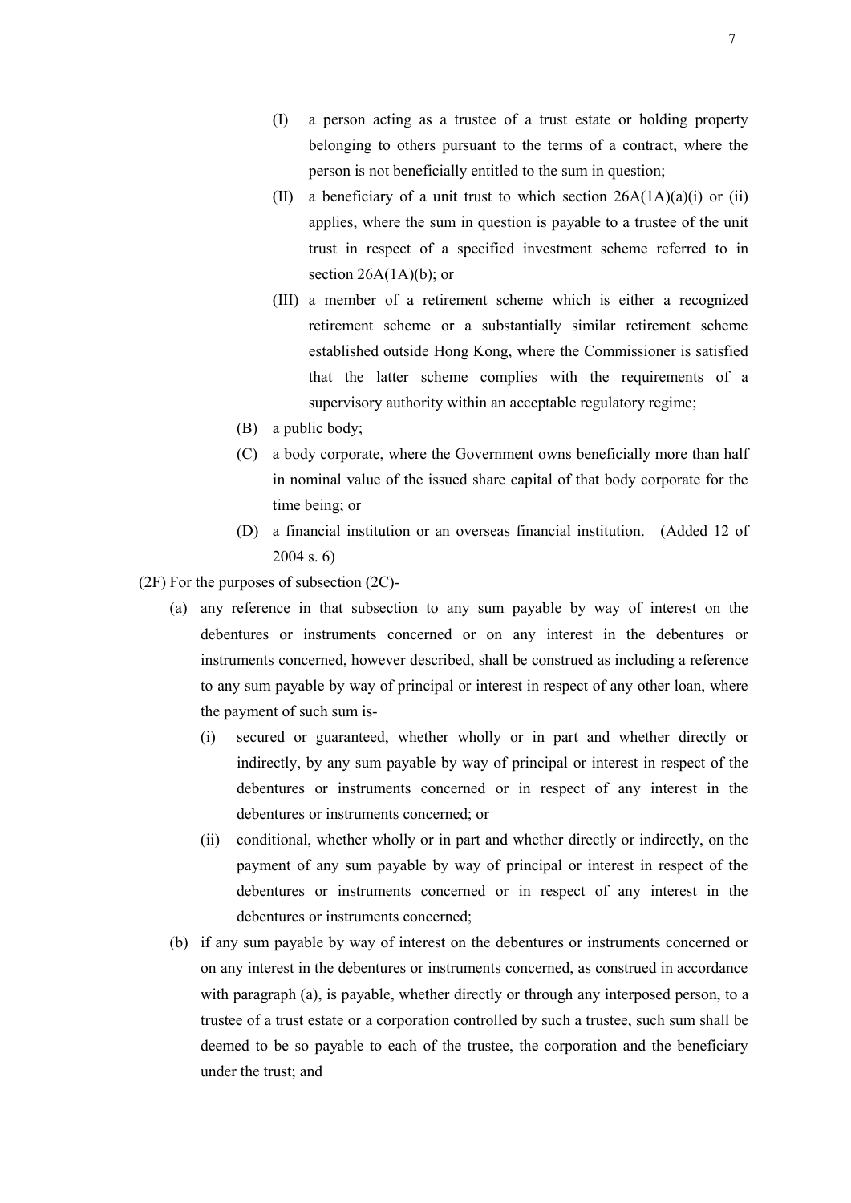- (I) a person acting as a trustee of a trust estate or holding property belonging to others pursuant to the terms of a contract, where the person is not beneficially entitled to the sum in question;
- (II) a beneficiary of a unit trust to which section 26A(1A)(a)(i) or (ii) applies, where the sum in question is payable to a trustee of the unit trust in respect of a specified investment scheme referred to in section 26A(1A)(b); or
- (III) a member of a retirement scheme which is either a recognized retirement scheme or a substantially similar retirement scheme established outside Hong Kong, where the Commissioner is satisfied that the latter scheme complies with the requirements of a supervisory authority within an acceptable regulatory regime;

(B) a public body;

(C) a body corporate, where the Government owns beneficially more than half in nominal value of the issued share capital of that body corporate for the time being; or

(D) a financial institution or an overseas financial institution. (Added 12 of 2004 s. 6)

(2F) For the purposes of subsection (2C)-

(a) any reference in that subsection to any sum payable by way of interest on the debentures or instruments concerned or on any interest in the debentures or instruments concerned, however described, shall be construed as including a reference to any sum payable by way of principal or interest in respect of any other loan, where the payment of such sum is-

- (i) secured or guaranteed, whether wholly or in part and whether directly or indirectly, by any sum payable by way of principal or interest in respect of the debentures or instruments concerned or in respect of any interest in the debentures or instruments concerned; or
- (ii) conditional, whether wholly or in part and whether directly or indirectly, on the payment of any sum payable by way of principal or interest in respect of the debentures or instruments concerned or in respect of any interest in the debentures or instruments concerned;

(b) if any sum payable by way of interest on the debentures or instruments concerned or on any interest in the debentures or instruments concerned, as construed in accordance with paragraph (a), is payable, whether directly or through any interposed person, to a trustee of a trust estate or a corporation controlled by such a trustee, such sum shall be deemed to be so payable to each of the trustee, the corporation and the beneficiary under the trust; and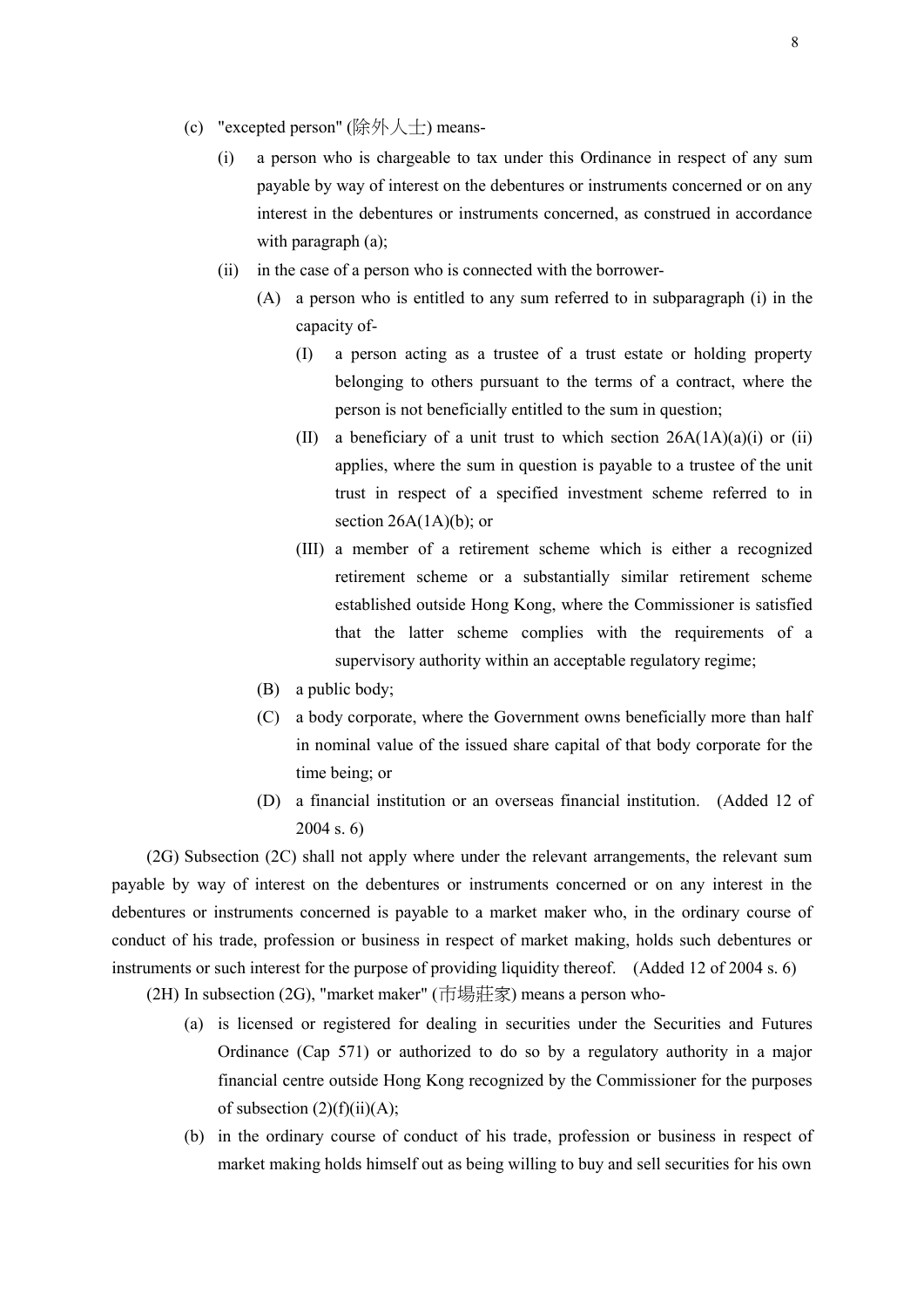(c) "excepted person" (除外人士) means-

  (i) a person who is chargeable to tax under this Ordinance in respect of any sum payable by way of interest on the debentures or instruments concerned or on any interest in the debentures or instruments concerned, as construed in accordance with paragraph (a);

  (ii) in the case of a person who is connected with the borrower-

    (A) a person who is entitled to any sum referred to in subparagraph (i) in the capacity of-

      (I) a person acting as a trustee of a trust estate or holding property belonging to others pursuant to the terms of a contract, where the person is not beneficially entitled to the sum in question;

      (II) a beneficiary of a unit trust to which section 26A(1A)(a)(i) or (ii) applies, where the sum in question is payable to a trustee of the unit trust in respect of a specified investment scheme referred to in section 26A(1A)(b); or

      (III) a member of a retirement scheme which is either a recognized retirement scheme or a substantially similar retirement scheme established outside Hong Kong, where the Commissioner is satisfied that the latter scheme complies with the requirements of a supervisory authority within an acceptable regulatory regime;

    (B) a public body;

    (C) a body corporate, where the Government owns beneficially more than half in nominal value of the issued share capital of that body corporate for the time being; or

    (D) a financial institution or an overseas financial institution. (Added 12 of 2004 s. 6)

(2G) Subsection (2C) shall not apply where under the relevant arrangements, the relevant sum payable by way of interest on the debentures or instruments concerned or on any interest in the debentures or instruments concerned is payable to a market maker who, in the ordinary course of conduct of his trade, profession or business in respect of market making, holds such debentures or instruments or such interest for the purpose of providing liquidity thereof. (Added 12 of 2004 s. 6)

(2H) In subsection (2G), "market maker" (市場莊家) means a person who-

(a) is licensed or registered for dealing in securities under the Securities and Futures Ordinance (Cap 571) or authorized to do so by a regulatory authority in a major financial centre outside Hong Kong recognized by the Commissioner for the purposes of subsection (2)(f)(ii)(A);

(b) in the ordinary course of conduct of his trade, profession or business in respect of market making holds himself out as being willing to buy and sell securities for his own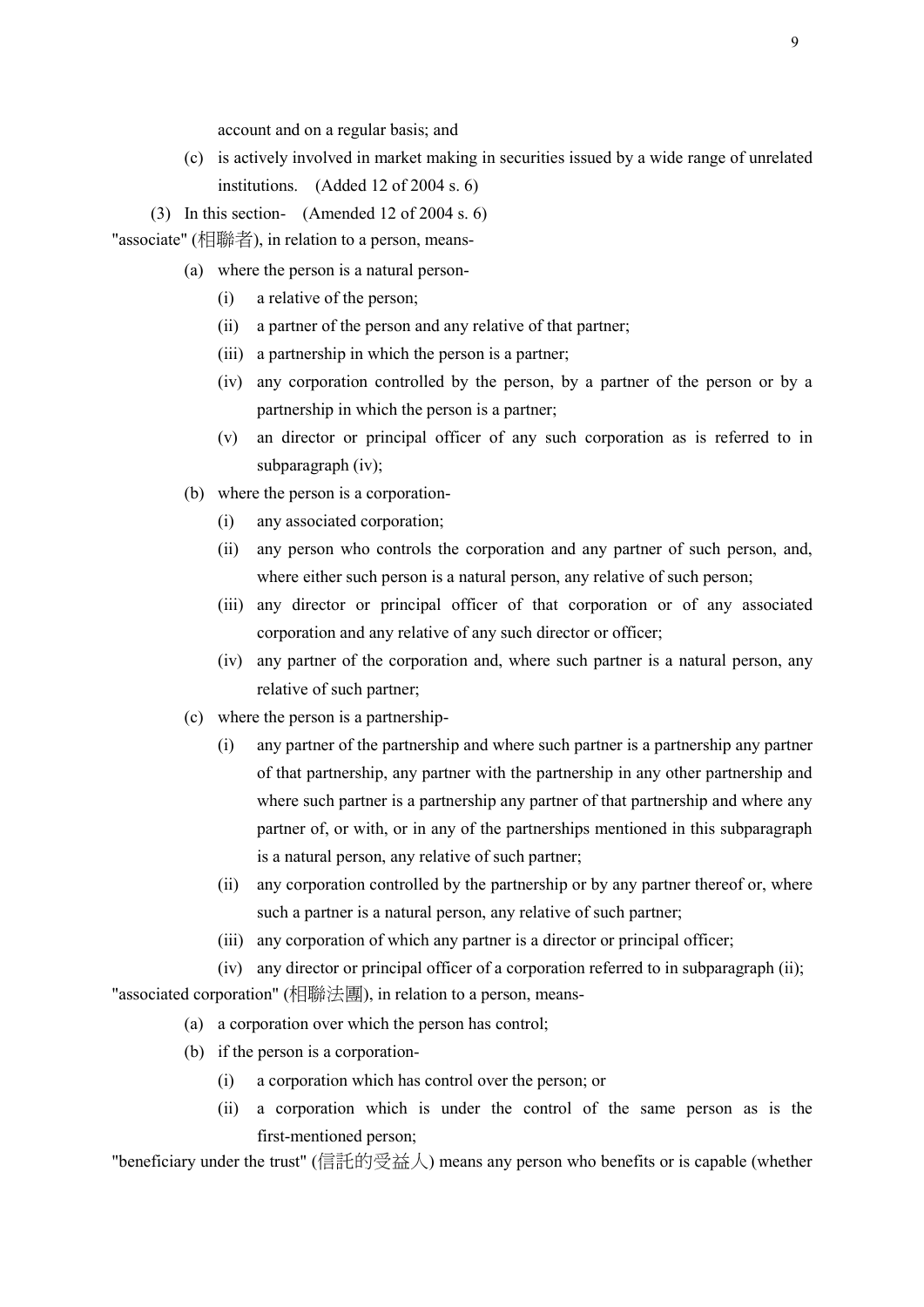account and on a regular basis; and

(c) is actively involved in market making in securities issued by a wide range of unrelated institutions. (Added 12 of 2004 s. 6)

(3) In this section- (Amended 12 of 2004 s. 6)

"associate" (相聯者), in relation to a person, means-

- (a) where the person is a natural person-
  - (i) a relative of the person;
  - (ii) a partner of the person and any relative of that partner;
  - (iii) a partnership in which the person is a partner;
  - (iv) any corporation controlled by the person, by a partner of the person or by a partnership in which the person is a partner;
  - (v) an director or principal officer of any such corporation as is referred to in subparagraph (iv);
- (b) where the person is a corporation-
  - (i) any associated corporation;
  - (ii) any person who controls the corporation and any partner of such person, and, where either such person is a natural person, any relative of such person;
  - (iii) any director or principal officer of that corporation or of any associated corporation and any relative of any such director or officer;
  - (iv) any partner of the corporation and, where such partner is a natural person, any relative of such partner;
- (c) where the person is a partnership-
  - (i) any partner of the partnership and where such partner is a partnership any partner of that partnership, any partner with the partnership in any other partnership and where such partner is a partnership any partner of that partnership and where any partner of, or with, or in any of the partnerships mentioned in this subparagraph is a natural person, any relative of such partner;
  - (ii) any corporation controlled by the partnership or by any partner thereof or, where such a partner is a natural person, any relative of such partner;
  - (iii) any corporation of which any partner is a director or principal officer;
  - (iv) any director or principal officer of a corporation referred to in subparagraph (ii);

"associated corporation" (相聯法團), in relation to a person, means-

- (a) a corporation over which the person has control;
- (b) if the person is a corporation-
  - (i) a corporation which has control over the person; or
  - (ii) a corporation which is under the control of the same person as is the first-mentioned person;

"beneficiary under the trust" (信託的受益人) means any person who benefits or is capable (whether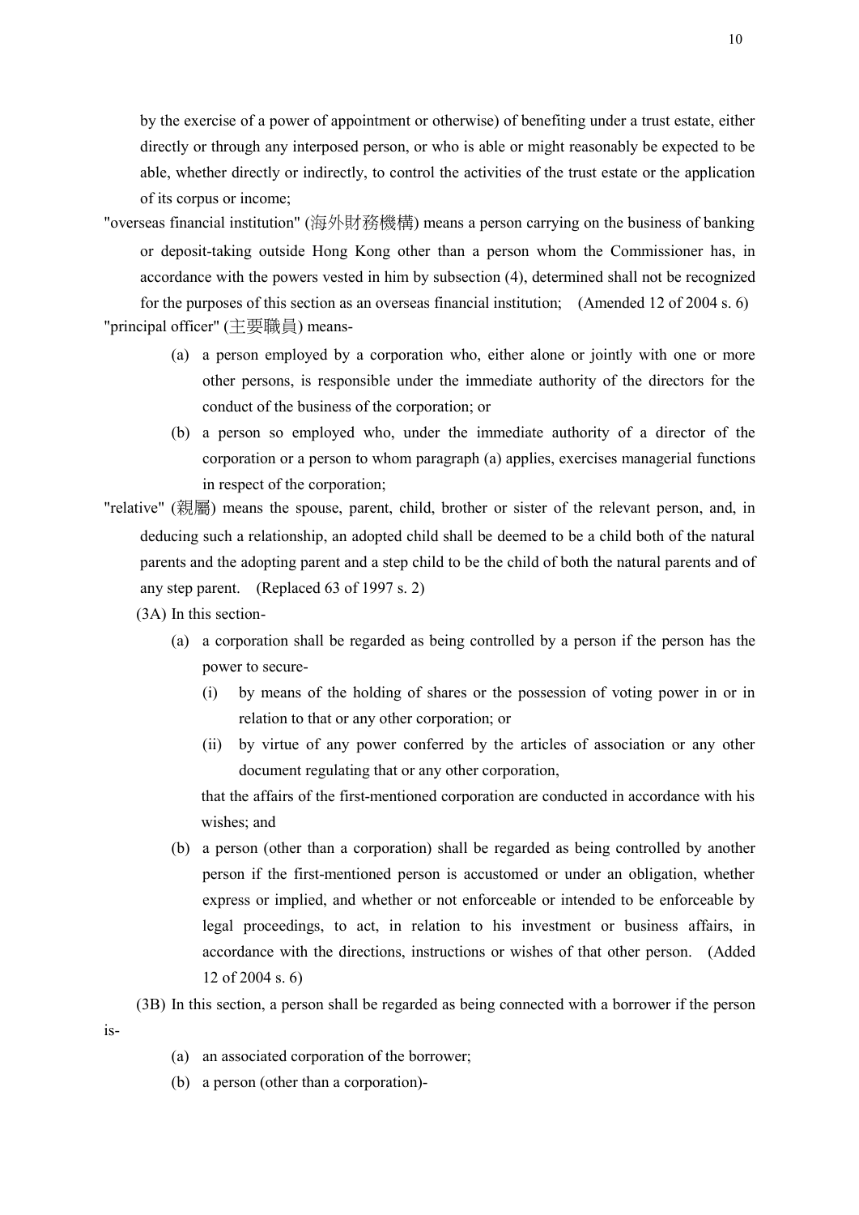by the exercise of a power of appointment or otherwise) of benefiting under a trust estate, either directly or through any interposed person, or who is able or might reasonably be expected to be able, whether directly or indirectly, to control the activities of the trust estate or the application of its corpus or income;

"overseas financial institution" (海外財務機構) means a person carrying on the business of banking or deposit-taking outside Hong Kong other than a person whom the Commissioner has, in accordance with the powers vested in him by subsection (4), determined shall not be recognized for the purposes of this section as an overseas financial institution; (Amended 12 of 2004 s. 6)

"principal officer" (主要職員) means-

(a) a person employed by a corporation who, either alone or jointly with one or more other persons, is responsible under the immediate authority of the directors for the conduct of the business of the corporation; or

(b) a person so employed who, under the immediate authority of a director of the corporation or a person to whom paragraph (a) applies, exercises managerial functions in respect of the corporation;

"relative" (親屬) means the spouse, parent, child, brother or sister of the relevant person, and, in deducing such a relationship, an adopted child shall be deemed to be a child both of the natural parents and the adopting parent and a step child to be the child of both the natural parents and of any step parent. (Replaced 63 of 1997 s. 2)

(3A) In this section-

(a) a corporation shall be regarded as being controlled by a person if the person has the power to secure-

(i) by means of the holding of shares or the possession of voting power in or in relation to that or any other corporation; or

(ii) by virtue of any power conferred by the articles of association or any other document regulating that or any other corporation,

that the affairs of the first-mentioned corporation are conducted in accordance with his wishes; and

(b) a person (other than a corporation) shall be regarded as being controlled by another person if the first-mentioned person is accustomed or under an obligation, whether express or implied, and whether or not enforceable or intended to be enforceable by legal proceedings, to act, in relation to his investment or business affairs, in accordance with the directions, instructions or wishes of that other person. (Added 12 of 2004 s. 6)

(3B) In this section, a person shall be regarded as being connected with a borrower if the person is-

(a) an associated corporation of the borrower;

(b) a person (other than a corporation)-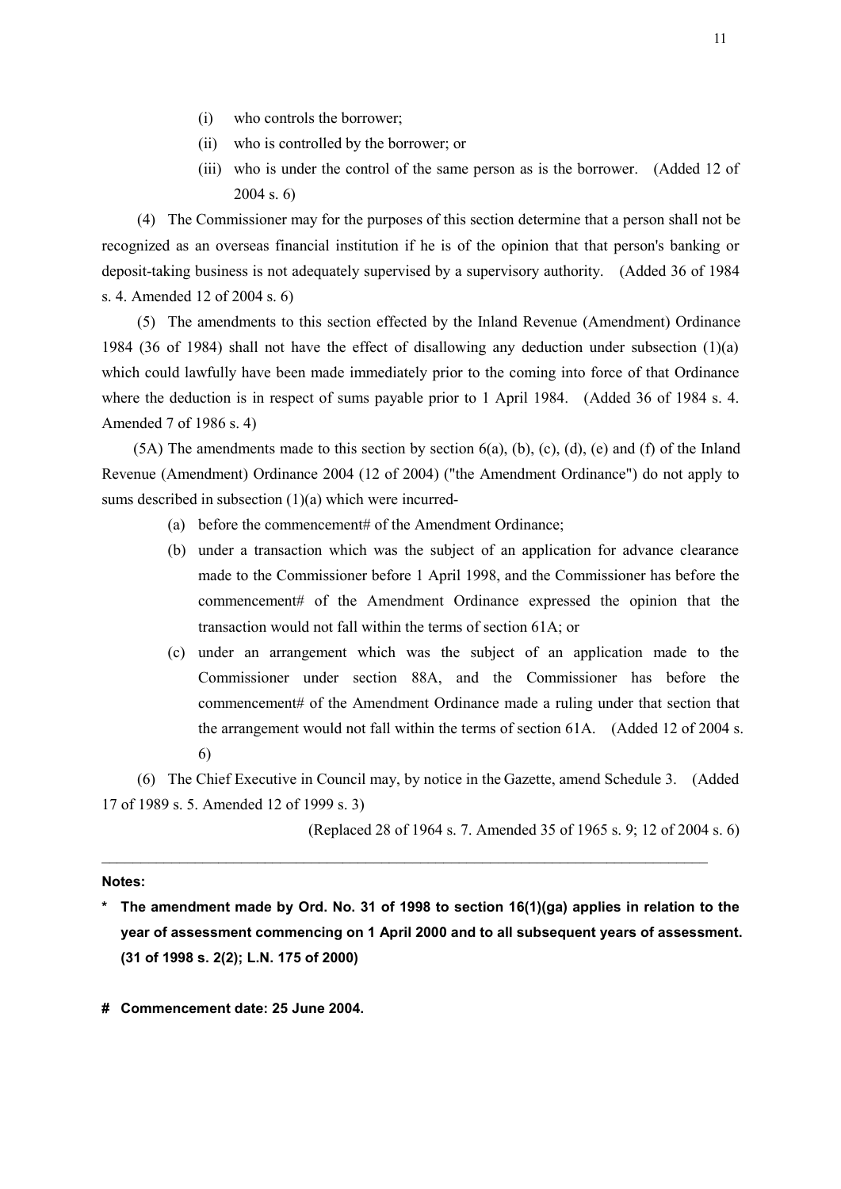(i) who controls the borrower;

(ii) who is controlled by the borrower; or

(iii) who is under the control of the same person as is the borrower. (Added 12 of 2004 s. 6)

(4) The Commissioner may for the purposes of this section determine that a person shall not be recognized as an overseas financial institution if he is of the opinion that that person's banking or deposit-taking business is not adequately supervised by a supervisory authority. (Added 36 of 1984 s. 4. Amended 12 of 2004 s. 6)

(5) The amendments to this section effected by the Inland Revenue (Amendment) Ordinance 1984 (36 of 1984) shall not have the effect of disallowing any deduction under subsection (1)(a) which could lawfully have been made immediately prior to the coming into force of that Ordinance where the deduction is in respect of sums payable prior to 1 April 1984. (Added 36 of 1984 s. 4. Amended 7 of 1986 s. 4)

(5A) The amendments made to this section by section 6(a), (b), (c), (d), (e) and (f) of the Inland Revenue (Amendment) Ordinance 2004 (12 of 2004) ("the Amendment Ordinance") do not apply to sums described in subsection (1)(a) which were incurred-

(a) before the commencement# of the Amendment Ordinance;

(b) under a transaction which was the subject of an application for advance clearance made to the Commissioner before 1 April 1998, and the Commissioner has before the commencement# of the Amendment Ordinance expressed the opinion that the transaction would not fall within the terms of section 61A; or

(c) under an arrangement which was the subject of an application made to the Commissioner under section 88A, and the Commissioner has before the commencement# of the Amendment Ordinance made a ruling under that section that the arrangement would not fall within the terms of section 61A. (Added 12 of 2004 s. 6)

(6) The Chief Executive in Council may, by notice in the Gazette, amend Schedule 3. (Added 17 of 1989 s. 5. Amended 12 of 1999 s. 3)

(Replaced 28 of 1964 s. 7. Amended 35 of 1965 s. 9; 12 of 2004 s. 6)

---

**Notes:**

**\* The amendment made by Ord. No. 31 of 1998 to section 16(1)(ga) applies in relation to the year of assessment commencing on 1 April 2000 and to all subsequent years of assessment. (31 of 1998 s. 2(2); L.N. 175 of 2000)**

**# Commencement date: 25 June 2004.**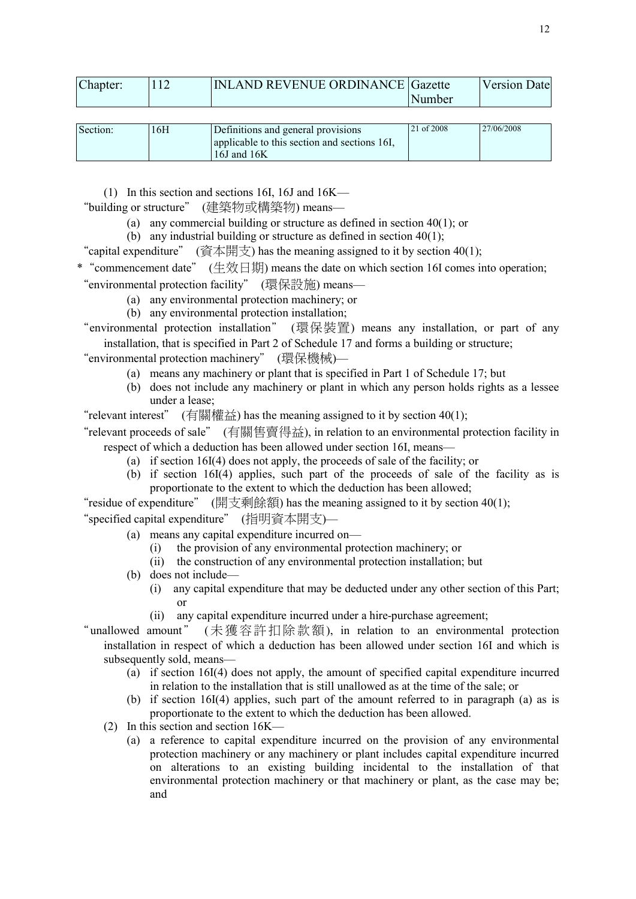| Chapter: | 112 | INLAND REVENUE ORDINANCE | Gazette Number | Version Date |
|---|---|---|---|---|

| Section: | 16H | Definitions and general provisions applicable to this section and sections 16I, 16J and 16K | 21 of 2008 | 27/06/2008 |
|---|---|---|---|---|

(1) In this section and sections 16I, 16J and 16K—

"building or structure" (建築物或構築物) means—

(a) any commercial building or structure as defined in section 40(1); or

(b) any industrial building or structure as defined in section 40(1);

"capital expenditure" (資本開支) has the meaning assigned to it by section 40(1);

* "commencement date" (生效日期) means the date on which section 16I comes into operation;

"environmental protection facility" (環保設施) means—

(a) any environmental protection machinery; or

(b) any environmental protection installation;

"environmental protection installation" (環保裝置) means any installation, or part of any installation, that is specified in Part 2 of Schedule 17 and forms a building or structure;

"environmental protection machinery" (環保機械)—

(a) means any machinery or plant that is specified in Part 1 of Schedule 17; but

(b) does not include any machinery or plant in which any person holds rights as a lessee under a lease;

"relevant interest" (有關權益) has the meaning assigned to it by section 40(1);

"relevant proceeds of sale" (有關售賣得益), in relation to an environmental protection facility in respect of which a deduction has been allowed under section 16I, means—

(a) if section 16I(4) does not apply, the proceeds of sale of the facility; or

(b) if section 16I(4) applies, such part of the proceeds of sale of the facility as is proportionate to the extent to which the deduction has been allowed;

"residue of expenditure" (開支剩餘額) has the meaning assigned to it by section 40(1);

"specified capital expenditure" (指明資本開支)—

(a) means any capital expenditure incurred on—

(i) the provision of any environmental protection machinery; or

(ii) the construction of any environmental protection installation; but

(b) does not include—

(i) any capital expenditure that may be deducted under any other section of this Part; or

(ii) any capital expenditure incurred under a hire-purchase agreement;

"unallowed amount" (未獲容許扣除款額), in relation to an environmental protection installation in respect of which a deduction has been allowed under section 16I and which is subsequently sold, means—

(a) if section 16I(4) does not apply, the amount of specified capital expenditure incurred in relation to the installation that is still unallowed as at the time of the sale; or

(b) if section 16I(4) applies, such part of the amount referred to in paragraph (a) as is proportionate to the extent to which the deduction has been allowed.

(2) In this section and section 16K—

(a) a reference to capital expenditure incurred on the provision of any environmental protection machinery or any machinery or plant includes capital expenditure incurred on alterations to an existing building incidental to the installation of that environmental protection machinery or that machinery or plant, as the case may be; and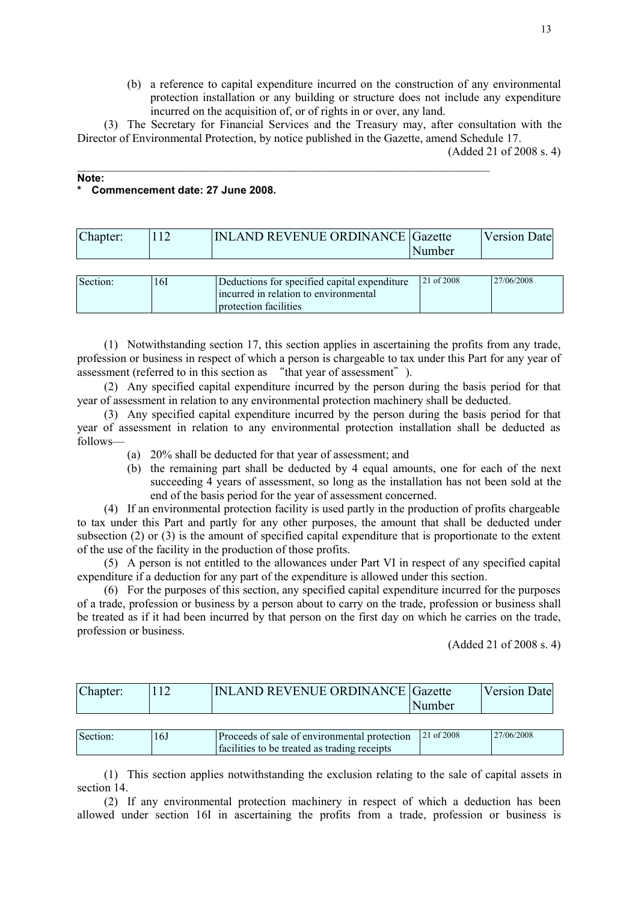(b) a reference to capital expenditure incurred on the construction of any environmental protection installation or any building or structure does not include any expenditure incurred on the acquisition of, or of rights in or over, any land.

(3) The Secretary for Financial Services and the Treasury may, after consultation with the Director of Environmental Protection, by notice published in the Gazette, amend Schedule 17.

(Added 21 of 2008 s. 4)

---

**Note:**

**\* Commencement date: 27 June 2008.**

| Chapter: | 112 | INLAND REVENUE ORDINANCE | Gazette Number | Version Date |
|---|---|---|---|---|

| Section: | 16I | Deductions for specified capital expenditure incurred in relation to environmental protection facilities | 21 of 2008 | 27/06/2008 |
|---|---|---|---|---|

(1) Notwithstanding section 17, this section applies in ascertaining the profits from any trade, profession or business in respect of which a person is chargeable to tax under this Part for any year of assessment (referred to in this section as "that year of assessment").

(2) Any specified capital expenditure incurred by the person during the basis period for that year of assessment in relation to any environmental protection machinery shall be deducted.

(3) Any specified capital expenditure incurred by the person during the basis period for that year of assessment in relation to any environmental protection installation shall be deducted as follows—

- (a) 20% shall be deducted for that year of assessment; and
- (b) the remaining part shall be deducted by 4 equal amounts, one for each of the next succeeding 4 years of assessment, so long as the installation has not been sold at the end of the basis period for the year of assessment concerned.

(4) If an environmental protection facility is used partly in the production of profits chargeable to tax under this Part and partly for any other purposes, the amount that shall be deducted under subsection (2) or (3) is the amount of specified capital expenditure that is proportionate to the extent of the use of the facility in the production of those profits.

(5) A person is not entitled to the allowances under Part VI in respect of any specified capital expenditure if a deduction for any part of the expenditure is allowed under this section.

(6) For the purposes of this section, any specified capital expenditure incurred for the purposes of a trade, profession or business by a person about to carry on the trade, profession or business shall be treated as if it had been incurred by that person on the first day on which he carries on the trade, profession or business.

(Added 21 of 2008 s. 4)

| Chapter: | 112 | INLAND REVENUE ORDINANCE | Gazette Number | Version Date |
|---|---|---|---|---|

| Section: | 16J | Proceeds of sale of environmental protection facilities to be treated as trading receipts | 21 of 2008 | 27/06/2008 |
|---|---|---|---|---|

(1) This section applies notwithstanding the exclusion relating to the sale of capital assets in section 14.

(2) If any environmental protection machinery in respect of which a deduction has been allowed under section 16I in ascertaining the profits from a trade, profession or business is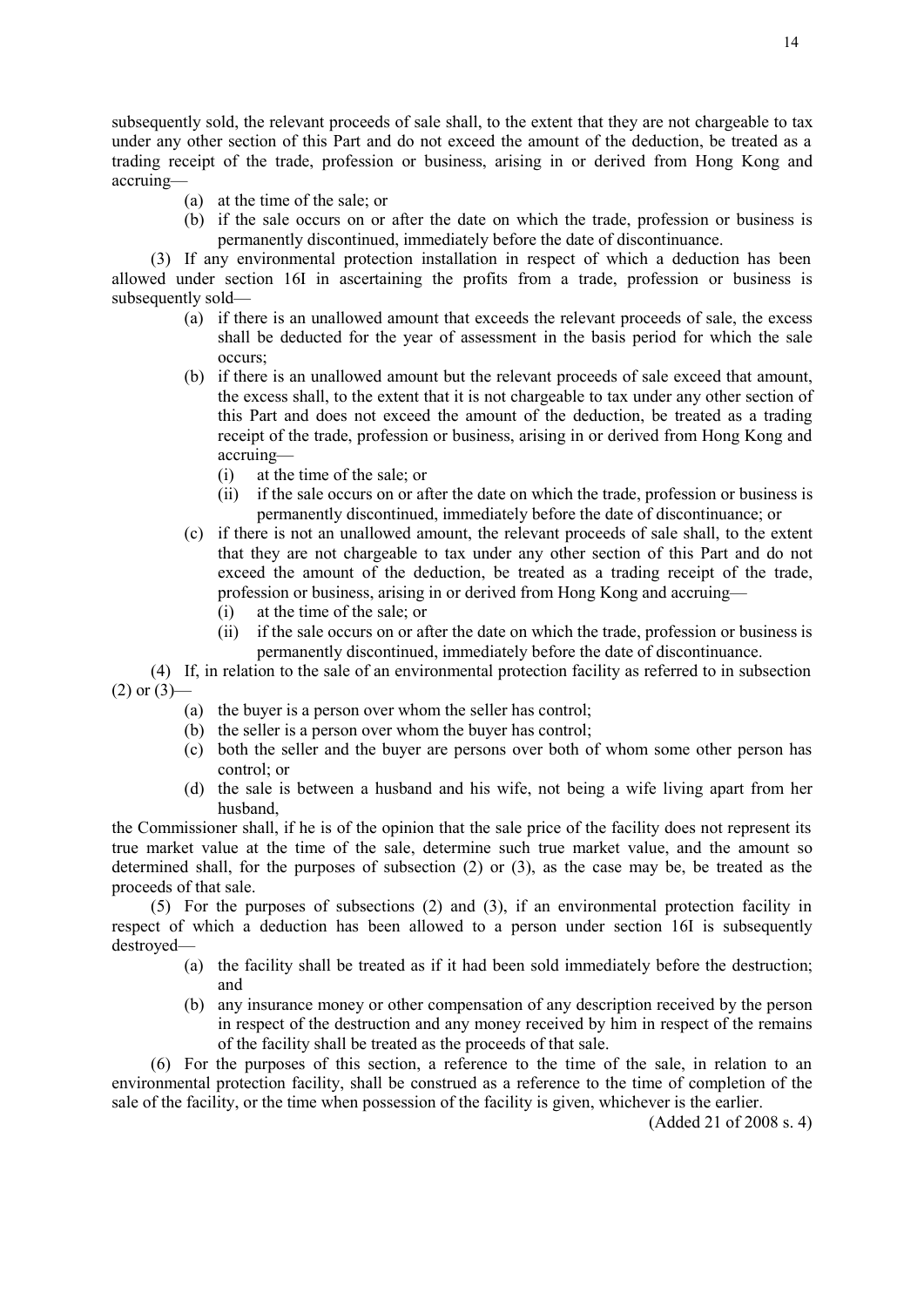subsequently sold, the relevant proceeds of sale shall, to the extent that they are not chargeable to tax under any other section of this Part and do not exceed the amount of the deduction, be treated as a trading receipt of the trade, profession or business, arising in or derived from Hong Kong and accruing—

- (a) at the time of the sale; or
- (b) if the sale occurs on or after the date on which the trade, profession or business is permanently discontinued, immediately before the date of discontinuance.

(3) If any environmental protection installation in respect of which a deduction has been allowed under section 16I in ascertaining the profits from a trade, profession or business is subsequently sold—

- (a) if there is an unallowed amount that exceeds the relevant proceeds of sale, the excess shall be deducted for the year of assessment in the basis period for which the sale occurs;
- (b) if there is an unallowed amount but the relevant proceeds of sale exceed that amount, the excess shall, to the extent that it is not chargeable to tax under any other section of this Part and does not exceed the amount of the deduction, be treated as a trading receipt of the trade, profession or business, arising in or derived from Hong Kong and accruing—
  - (i) at the time of the sale; or
  - (ii) if the sale occurs on or after the date on which the trade, profession or business is permanently discontinued, immediately before the date of discontinuance; or
- (c) if there is not an unallowed amount, the relevant proceeds of sale shall, to the extent that they are not chargeable to tax under any other section of this Part and do not exceed the amount of the deduction, be treated as a trading receipt of the trade, profession or business, arising in or derived from Hong Kong and accruing—
  - (i) at the time of the sale; or
  - (ii) if the sale occurs on or after the date on which the trade, profession or business is permanently discontinued, immediately before the date of discontinuance.

(4) If, in relation to the sale of an environmental protection facility as referred to in subsection (2) or (3)—

- (a) the buyer is a person over whom the seller has control;
- (b) the seller is a person over whom the buyer has control;
- (c) both the seller and the buyer are persons over both of whom some other person has control; or
- (d) the sale is between a husband and his wife, not being a wife living apart from her husband,

the Commissioner shall, if he is of the opinion that the sale price of the facility does not represent its true market value at the time of the sale, determine such true market value, and the amount so determined shall, for the purposes of subsection (2) or (3), as the case may be, be treated as the proceeds of that sale.

(5) For the purposes of subsections (2) and (3), if an environmental protection facility in respect of which a deduction has been allowed to a person under section 16I is subsequently destroyed—

- (a) the facility shall be treated as if it had been sold immediately before the destruction; and
- (b) any insurance money or other compensation of any description received by the person in respect of the destruction and any money received by him in respect of the remains of the facility shall be treated as the proceeds of that sale.

(6) For the purposes of this section, a reference to the time of the sale, in relation to an environmental protection facility, shall be construed as a reference to the time of completion of the sale of the facility, or the time when possession of the facility is given, whichever is the earlier.

(Added 21 of 2008 s. 4)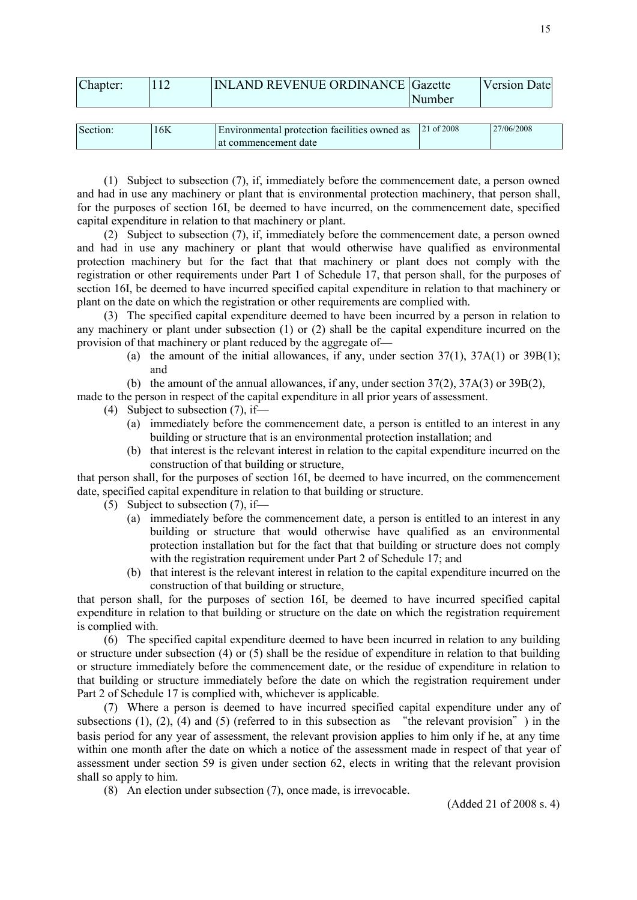| Chapter: | 112 | INLAND REVENUE ORDINANCE | Gazette Number | Version Date |
|---|---|---|---|---|

| Section: | 16K | Environmental protection facilities owned as at commencement date | 21 of 2008 | 27/06/2008 |
|---|---|---|---|---|

(1) Subject to subsection (7), if, immediately before the commencement date, a person owned and had in use any machinery or plant that is environmental protection machinery, that person shall, for the purposes of section 16I, be deemed to have incurred, on the commencement date, specified capital expenditure in relation to that machinery or plant.

(2) Subject to subsection (7), if, immediately before the commencement date, a person owned and had in use any machinery or plant that would otherwise have qualified as environmental protection machinery but for the fact that that machinery or plant does not comply with the registration or other requirements under Part 1 of Schedule 17, that person shall, for the purposes of section 16I, be deemed to have incurred specified capital expenditure in relation to that machinery or plant on the date on which the registration or other requirements are complied with.

(3) The specified capital expenditure deemed to have been incurred by a person in relation to any machinery or plant under subsection (1) or (2) shall be the capital expenditure incurred on the provision of that machinery or plant reduced by the aggregate of—

- (a) the amount of the initial allowances, if any, under section 37(1), 37A(1) or 39B(1); and
- (b) the amount of the annual allowances, if any, under section 37(2), 37A(3) or 39B(2),

made to the person in respect of the capital expenditure in all prior years of assessment.

(4) Subject to subsection (7), if—

- (a) immediately before the commencement date, a person is entitled to an interest in any building or structure that is an environmental protection installation; and
- (b) that interest is the relevant interest in relation to the capital expenditure incurred on the construction of that building or structure,

that person shall, for the purposes of section 16I, be deemed to have incurred, on the commencement date, specified capital expenditure in relation to that building or structure.

(5) Subject to subsection (7), if—

- (a) immediately before the commencement date, a person is entitled to an interest in any building or structure that would otherwise have qualified as an environmental protection installation but for the fact that that building or structure does not comply with the registration requirement under Part 2 of Schedule 17; and
- (b) that interest is the relevant interest in relation to the capital expenditure incurred on the construction of that building or structure,

that person shall, for the purposes of section 16I, be deemed to have incurred specified capital expenditure in relation to that building or structure on the date on which the registration requirement is complied with.

(6) The specified capital expenditure deemed to have been incurred in relation to any building or structure under subsection (4) or (5) shall be the residue of expenditure in relation to that building or structure immediately before the commencement date, or the residue of expenditure in relation to that building or structure immediately before the date on which the registration requirement under Part 2 of Schedule 17 is complied with, whichever is applicable.

(7) Where a person is deemed to have incurred specified capital expenditure under any of subsections (1), (2), (4) and (5) (referred to in this subsection as "the relevant provision") in the basis period for any year of assessment, the relevant provision applies to him only if he, at any time within one month after the date on which a notice of the assessment made in respect of that year of assessment under section 59 is given under section 62, elects in writing that the relevant provision shall so apply to him.

(8) An election under subsection (7), once made, is irrevocable.

(Added 21 of 2008 s. 4)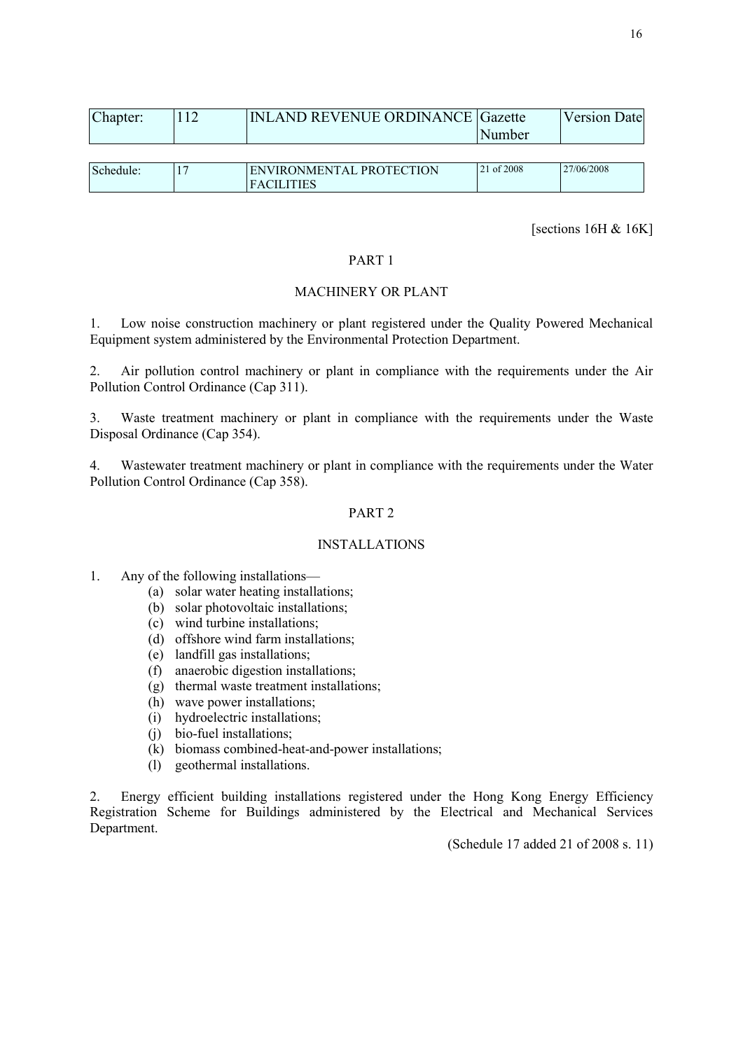| Chapter: | 112 | INLAND REVENUE ORDINANCE | Gazette Number | Version Date |
|---|---|---|---|---|

| Schedule: | 17 | ENVIRONMENTAL PROTECTION FACILITIES | 21 of 2008 | 27/06/2008 |
|---|---|---|---|---|

[sections 16H & 16K]

PART 1

MACHINERY OR PLANT

1. Low noise construction machinery or plant registered under the Quality Powered Mechanical Equipment system administered by the Environmental Protection Department.

2. Air pollution control machinery or plant in compliance with the requirements under the Air Pollution Control Ordinance (Cap 311).

3. Waste treatment machinery or plant in compliance with the requirements under the Waste Disposal Ordinance (Cap 354).

4. Wastewater treatment machinery or plant in compliance with the requirements under the Water Pollution Control Ordinance (Cap 358).

PART 2

INSTALLATIONS

1. Any of the following installations—
   - (a) solar water heating installations;
   - (b) solar photovoltaic installations;
   - (c) wind turbine installations;
   - (d) offshore wind farm installations;
   - (e) landfill gas installations;
   - (f) anaerobic digestion installations;
   - (g) thermal waste treatment installations;
   - (h) wave power installations;
   - (i) hydroelectric installations;
   - (j) bio-fuel installations;
   - (k) biomass combined-heat-and-power installations;
   - (l) geothermal installations.

2. Energy efficient building installations registered under the Hong Kong Energy Efficiency Registration Scheme for Buildings administered by the Electrical and Mechanical Services Department.

(Schedule 17 added 21 of 2008 s. 11)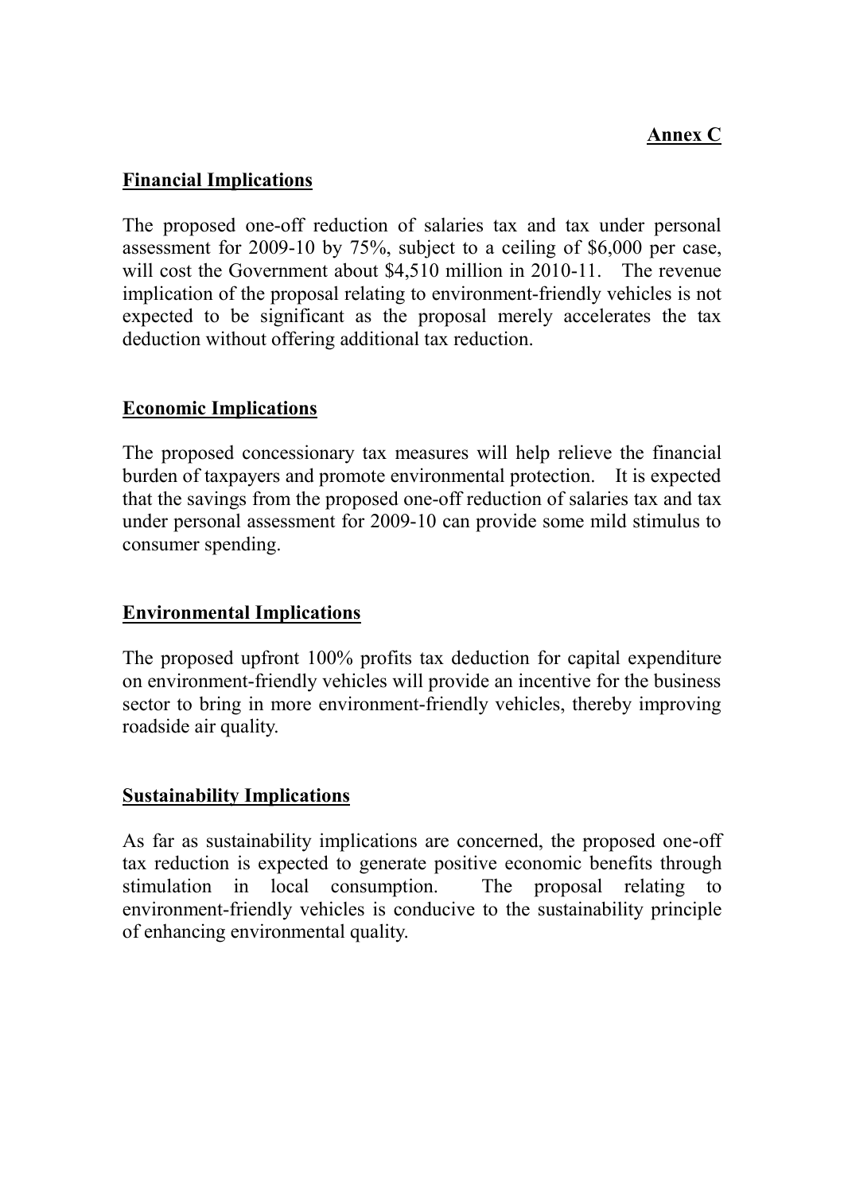**Annex C**

## Financial Implications

The proposed one-off reduction of salaries tax and tax under personal assessment for 2009-10 by 75%, subject to a ceiling of $6,000 per case, will cost the Government about $4,510 million in 2010-11. The revenue implication of the proposal relating to environment-friendly vehicles is not expected to be significant as the proposal merely accelerates the tax deduction without offering additional tax reduction.

## Economic Implications

The proposed concessionary tax measures will help relieve the financial burden of taxpayers and promote environmental protection. It is expected that the savings from the proposed one-off reduction of salaries tax and tax under personal assessment for 2009-10 can provide some mild stimulus to consumer spending.

## Environmental Implications

The proposed upfront 100% profits tax deduction for capital expenditure on environment-friendly vehicles will provide an incentive for the business sector to bring in more environment-friendly vehicles, thereby improving roadside air quality.

## Sustainability Implications

As far as sustainability implications are concerned, the proposed one-off tax reduction is expected to generate positive economic benefits through stimulation in local consumption. The proposal relating to environment-friendly vehicles is conducive to the sustainability principle of enhancing environmental quality.